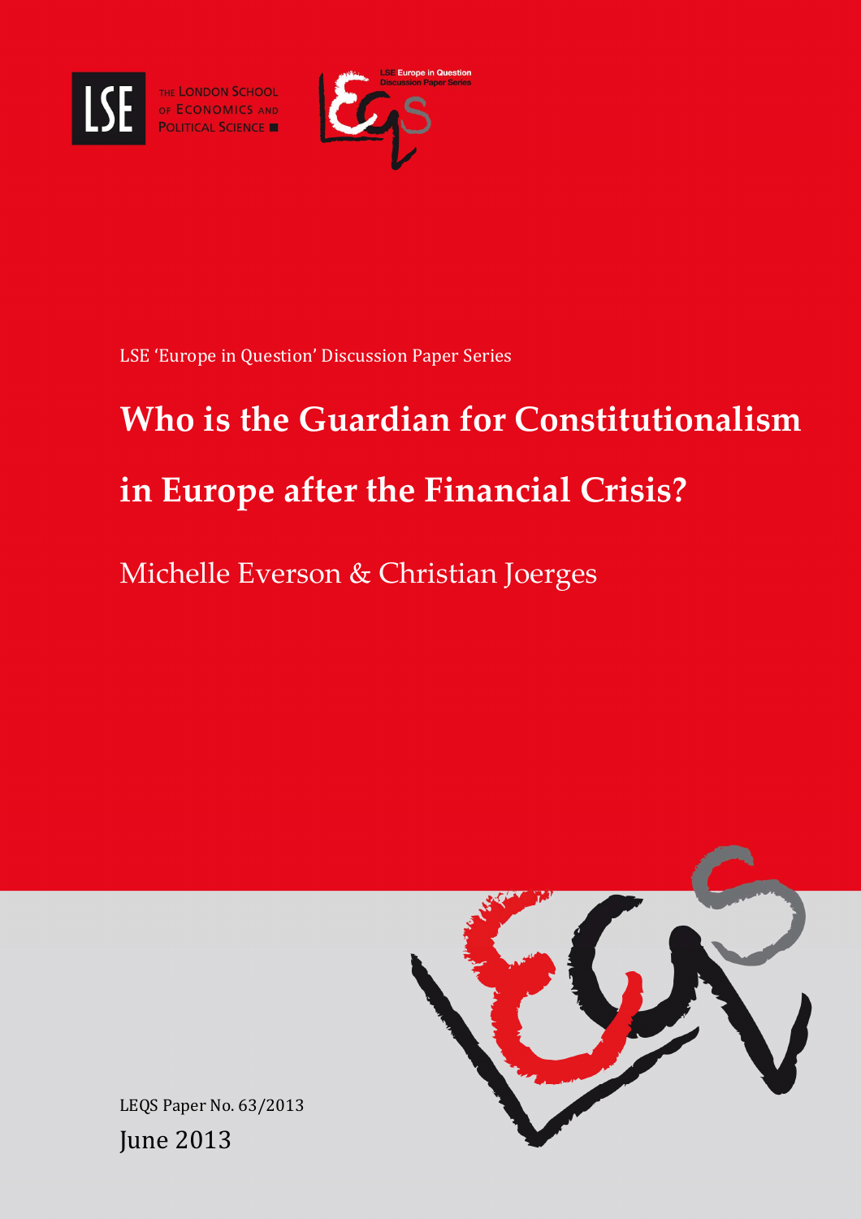THE LONDON SCHOOL OF ECONOMICS AND POLITICAL SCIENCE

LSE Europe in Question Discussion Paper Series

LSE 'Europe in Question' Discussion Paper Series

# Who is the Guardian for Constitutionalism in Europe after the Financial Crisis?

Michelle Everson & Christian Joerges

LEQS Paper No. 63/2013

June 2013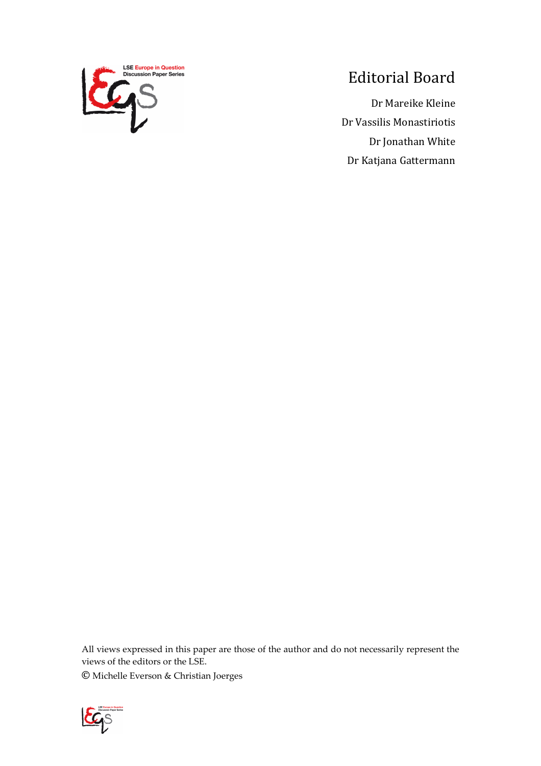# Editorial Board

Dr Mareike Kleine

Dr Vassilis Monastiriotis

Dr Jonathan White

Dr Katjana Gattermann

All views expressed in this paper are those of the author and do not necessarily represent the views of the editors or the LSE.

© Michelle Everson & Christian Joerges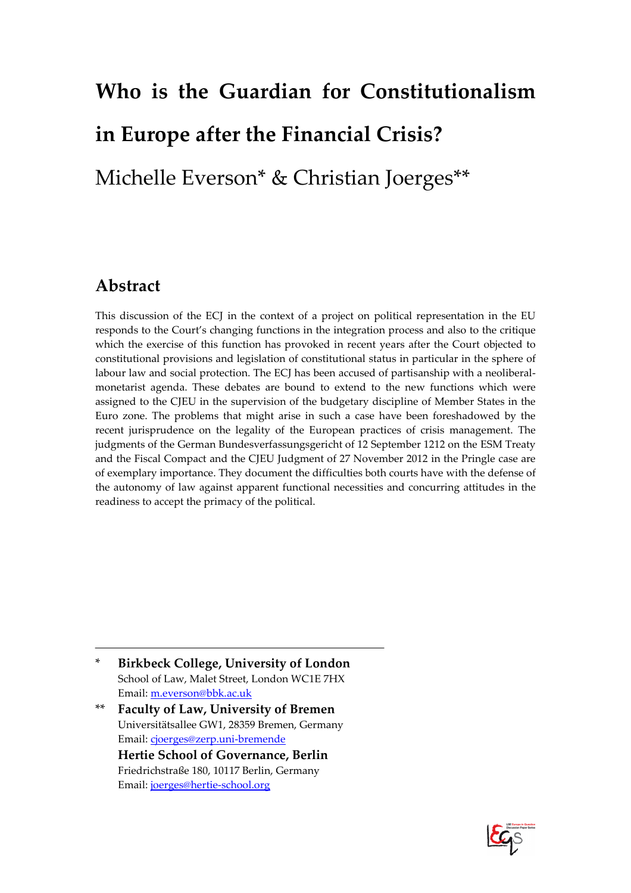# Who is the Guardian for Constitutionalism in Europe after the Financial Crisis?

Michelle Everson* & Christian Joerges**

## Abstract

This discussion of the ECJ in the context of a project on political representation in the EU responds to the Court's changing functions in the integration process and also to the critique which the exercise of this function has provoked in recent years after the Court objected to constitutional provisions and legislation of constitutional status in particular in the sphere of labour law and social protection. The ECJ has been accused of partisanship with a neoliberal-monetarist agenda. These debates are bound to extend to the new functions which were assigned to the CJEU in the supervision of the budgetary discipline of Member States in the Euro zone. The problems that might arise in such a case have been foreshadowed by the recent jurisprudence on the legality of the European practices of crisis management. The judgments of the German Bundesverfassungsgericht of 12 September 1212 on the ESM Treaty and the Fiscal Compact and the CJEU Judgment of 27 November 2012 in the Pringle case are of exemplary importance. They document the difficulties both courts have with the defense of the autonomy of law against apparent functional necessities and concurring attitudes in the readiness to accept the primacy of the political.

---

\* **Birkbeck College, University of London**
School of Law, Malet Street, London WC1E 7HX
Email: m.everson@bbk.ac.uk

\*\* **Faculty of Law, University of Bremen**
Universitätsallee GW1, 28359 Bremen, Germany
Email: cjoerges@zerp.uni-bremende

**Hertie School of Governance, Berlin**
Friedrichstraße 180, 10117 Berlin, Germany
Email: joerges@hertie-school.org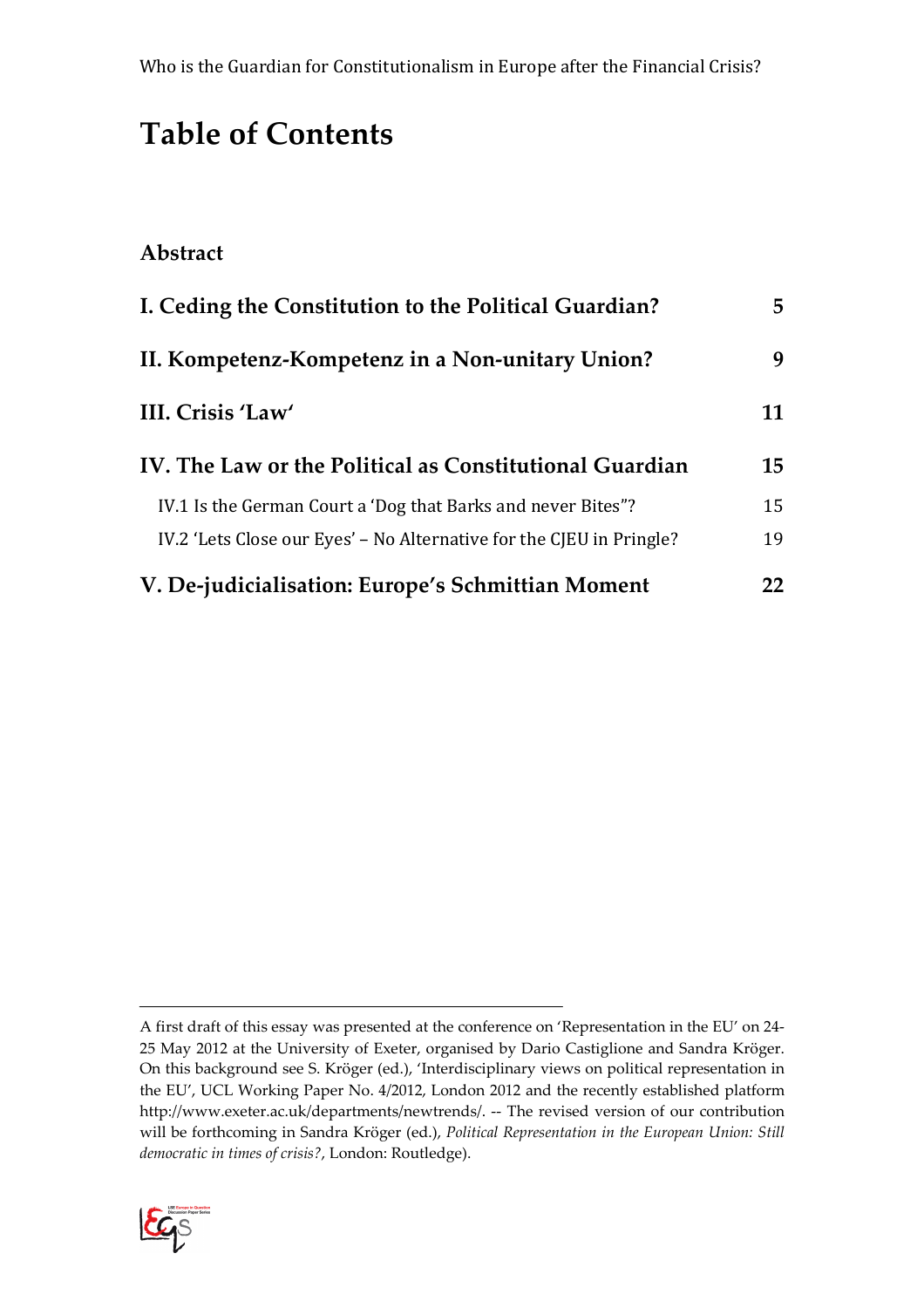# Table of Contents

**Abstract**

| | |
|---|---|
| **I. Ceding the Constitution to the Political Guardian?** | **5** |
| **II. Kompetenz-Kompetenz in a Non-unitary Union?** | **9** |
| **III. Crisis 'Law'** | **11** |
| **IV. The Law or the Political as Constitutional Guardian** | **15** |
| IV.1 Is the German Court a 'Dog that Barks and never Bites"? | 15 |
| IV.2 'Lets Close our Eyes' – No Alternative for the CJEU in Pringle? | 19 |
| **V. De-judicialisation: Europe's Schmittian Moment** | **22** |

---

A first draft of this essay was presented at the conference on 'Representation in the EU' on 24-25 May 2012 at the University of Exeter, organised by Dario Castiglione and Sandra Kröger. On this background see S. Kröger (ed.), 'Interdisciplinary views on political representation in the EU', UCL Working Paper No. 4/2012, London 2012 and the recently established platform http://www.exeter.ac.uk/departments/newtrends/. -- The revised version of our contribution will be forthcoming in Sandra Kröger (ed.), *Political Representation in the European Union: Still democratic in times of crisis?*, London: Routledge).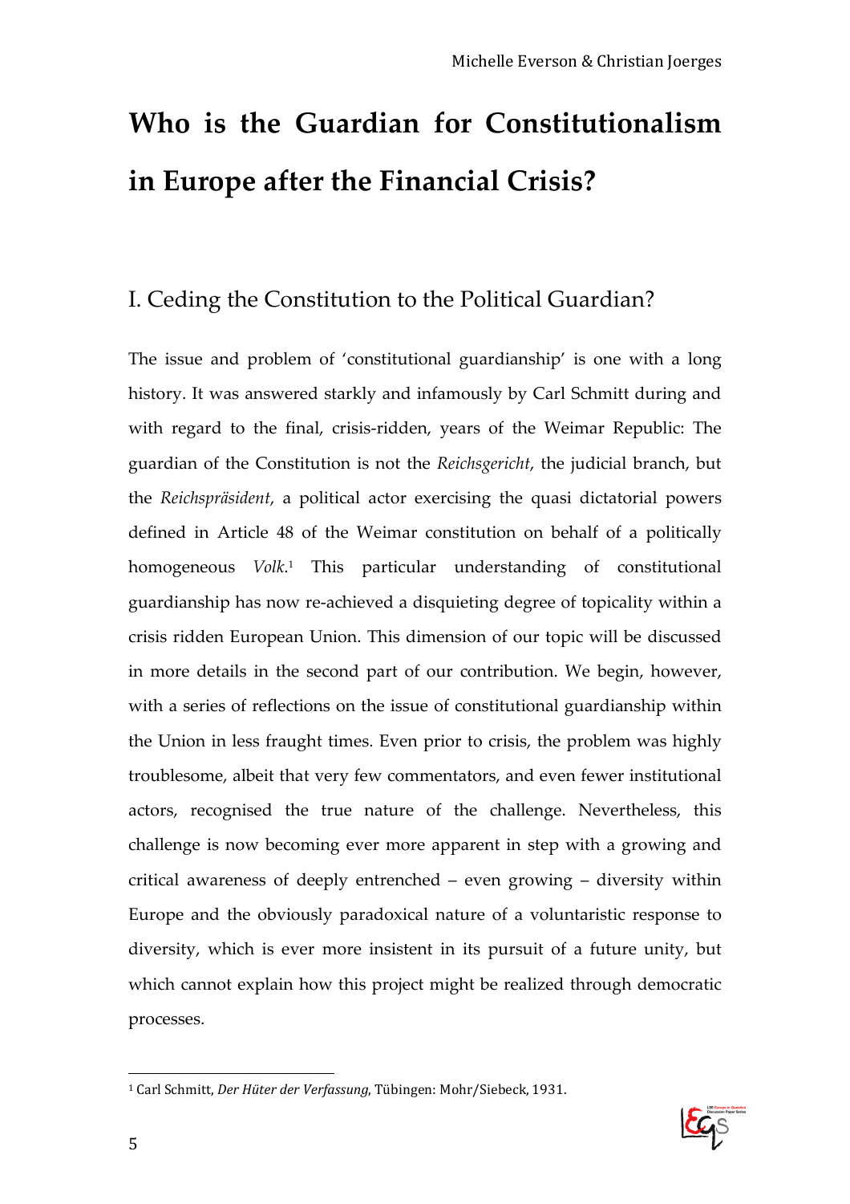# Who is the Guardian for Constitutionalism in Europe after the Financial Crisis?

## I. Ceding the Constitution to the Political Guardian?

The issue and problem of 'constitutional guardianship' is one with a long history. It was answered starkly and infamously by Carl Schmitt during and with regard to the final, crisis-ridden, years of the Weimar Republic: The guardian of the Constitution is not the *Reichsgericht*, the judicial branch, but the *Reichspräsident*, a political actor exercising the quasi dictatorial powers defined in Article 48 of the Weimar constitution on behalf of a politically homogeneous *Volk*.[1] This particular understanding of constitutional guardianship has now re-achieved a disquieting degree of topicality within a crisis ridden European Union. This dimension of our topic will be discussed in more details in the second part of our contribution. We begin, however, with a series of reflections on the issue of constitutional guardianship within the Union in less fraught times. Even prior to crisis, the problem was highly troublesome, albeit that very few commentators, and even fewer institutional actors, recognised the true nature of the challenge. Nevertheless, this challenge is now becoming ever more apparent in step with a growing and critical awareness of deeply entrenched – even growing – diversity within Europe and the obviously paradoxical nature of a voluntaristic response to diversity, which is ever more insistent in its pursuit of a future unity, but which cannot explain how this project might be realized through democratic processes.

[1] Carl Schmitt, *Der Hüter der Verfassung*, Tübingen: Mohr/Siebeck, 1931.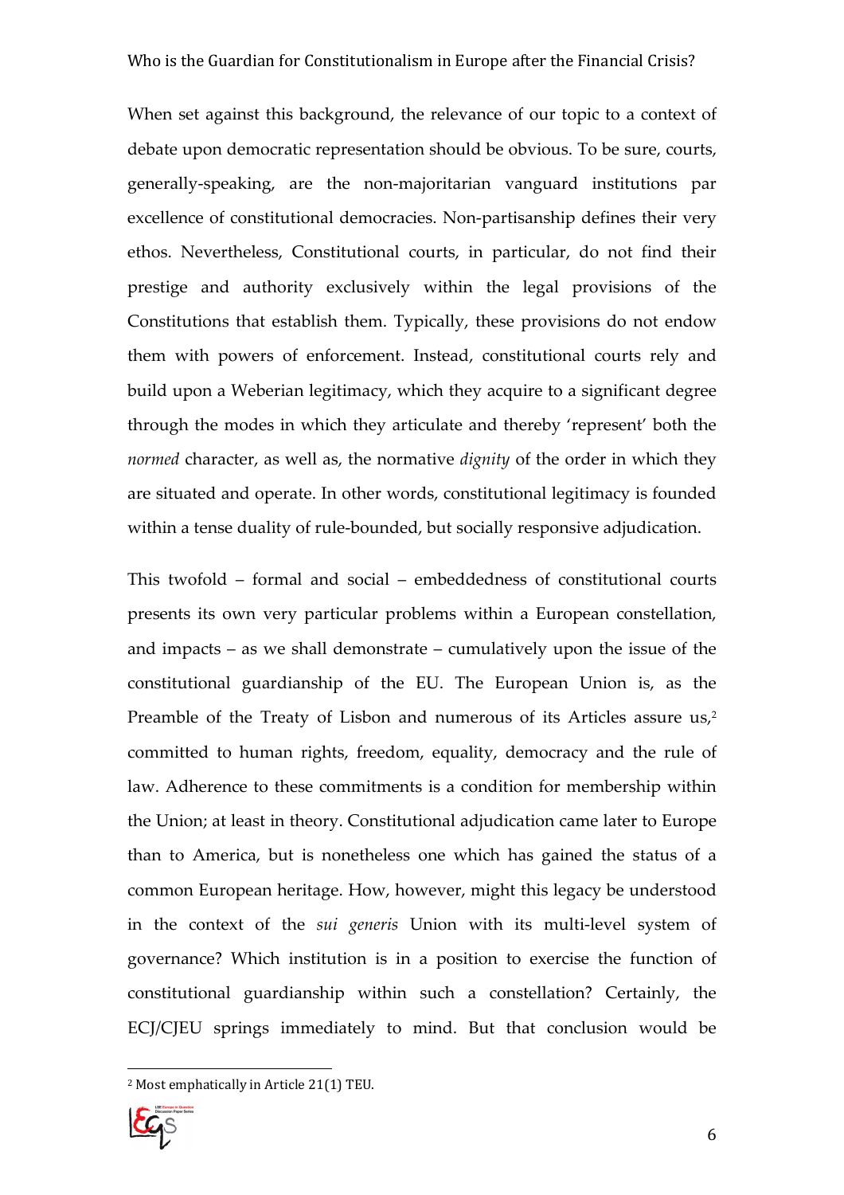When set against this background, the relevance of our topic to a context of debate upon democratic representation should be obvious. To be sure, courts, generally-speaking, are the non-majoritarian vanguard institutions par excellence of constitutional democracies. Non-partisanship defines their very ethos. Nevertheless, Constitutional courts, in particular, do not find their prestige and authority exclusively within the legal provisions of the Constitutions that establish them. Typically, these provisions do not endow them with powers of enforcement. Instead, constitutional courts rely and build upon a Weberian legitimacy, which they acquire to a significant degree through the modes in which they articulate and thereby 'represent' both the *normed* character, as well as, the normative *dignity* of the order in which they are situated and operate. In other words, constitutional legitimacy is founded within a tense duality of rule-bounded, but socially responsive adjudication.

This twofold – formal and social – embeddedness of constitutional courts presents its own very particular problems within a European constellation, and impacts – as we shall demonstrate – cumulatively upon the issue of the constitutional guardianship of the EU. The European Union is, as the Preamble of the Treaty of Lisbon and numerous of its Articles assure us,[2] committed to human rights, freedom, equality, democracy and the rule of law. Adherence to these commitments is a condition for membership within the Union; at least in theory. Constitutional adjudication came later to Europe than to America, but is nonetheless one which has gained the status of a common European heritage. How, however, might this legacy be understood in the context of the *sui generis* Union with its multi-level system of governance? Which institution is in a position to exercise the function of constitutional guardianship within such a constellation? Certainly, the ECJ/CJEU springs immediately to mind. But that conclusion would be

[2] Most emphatically in Article 21(1) TEU.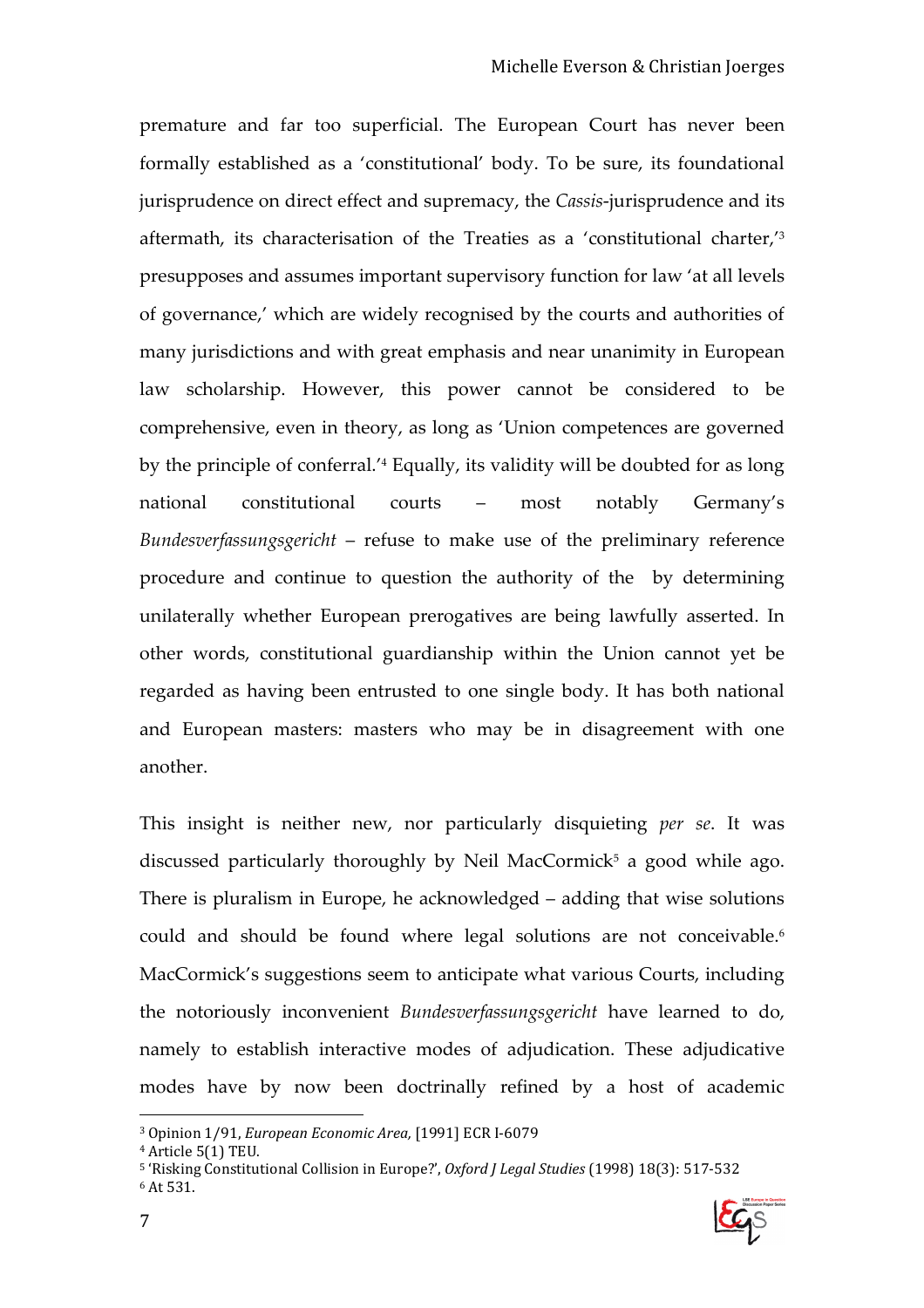premature and far too superficial. The European Court has never been formally established as a 'constitutional' body. To be sure, its foundational jurisprudence on direct effect and supremacy, the *Cassis*-jurisprudence and its aftermath, its characterisation of the Treaties as a 'constitutional charter,'[3] presupposes and assumes important supervisory function for law 'at all levels of governance,' which are widely recognised by the courts and authorities of many jurisdictions and with great emphasis and near unanimity in European law scholarship. However, this power cannot be considered to be comprehensive, even in theory, as long as 'Union competences are governed by the principle of conferral.'[4] Equally, its validity will be doubted for as long national constitutional courts – most notably Germany's *Bundesverfassungsgericht* – refuse to make use of the preliminary reference procedure and continue to question the authority of the  by determining unilaterally whether European prerogatives are being lawfully asserted. In other words, constitutional guardianship within the Union cannot yet be regarded as having been entrusted to one single body. It has both national and European masters: masters who may be in disagreement with one another.

This insight is neither new, nor particularly disquieting *per se*. It was discussed particularly thoroughly by Neil MacCormick[5] a good while ago. There is pluralism in Europe, he acknowledged – adding that wise solutions could and should be found where legal solutions are not conceivable.[6] MacCormick's suggestions seem to anticipate what various Courts, including the notoriously inconvenient *Bundesverfassungsgericht* have learned to do, namely to establish interactive modes of adjudication. These adjudicative modes have by now been doctrinally refined by a host of academic

---

[3] Opinion 1/91, *European Economic Area*, [1991] ECR I-6079

[4] Article 5(1) TEU.

[5] 'Risking Constitutional Collision in Europe?', *Oxford J Legal Studies* (1998) 18(3): 517-532

[6] At 531.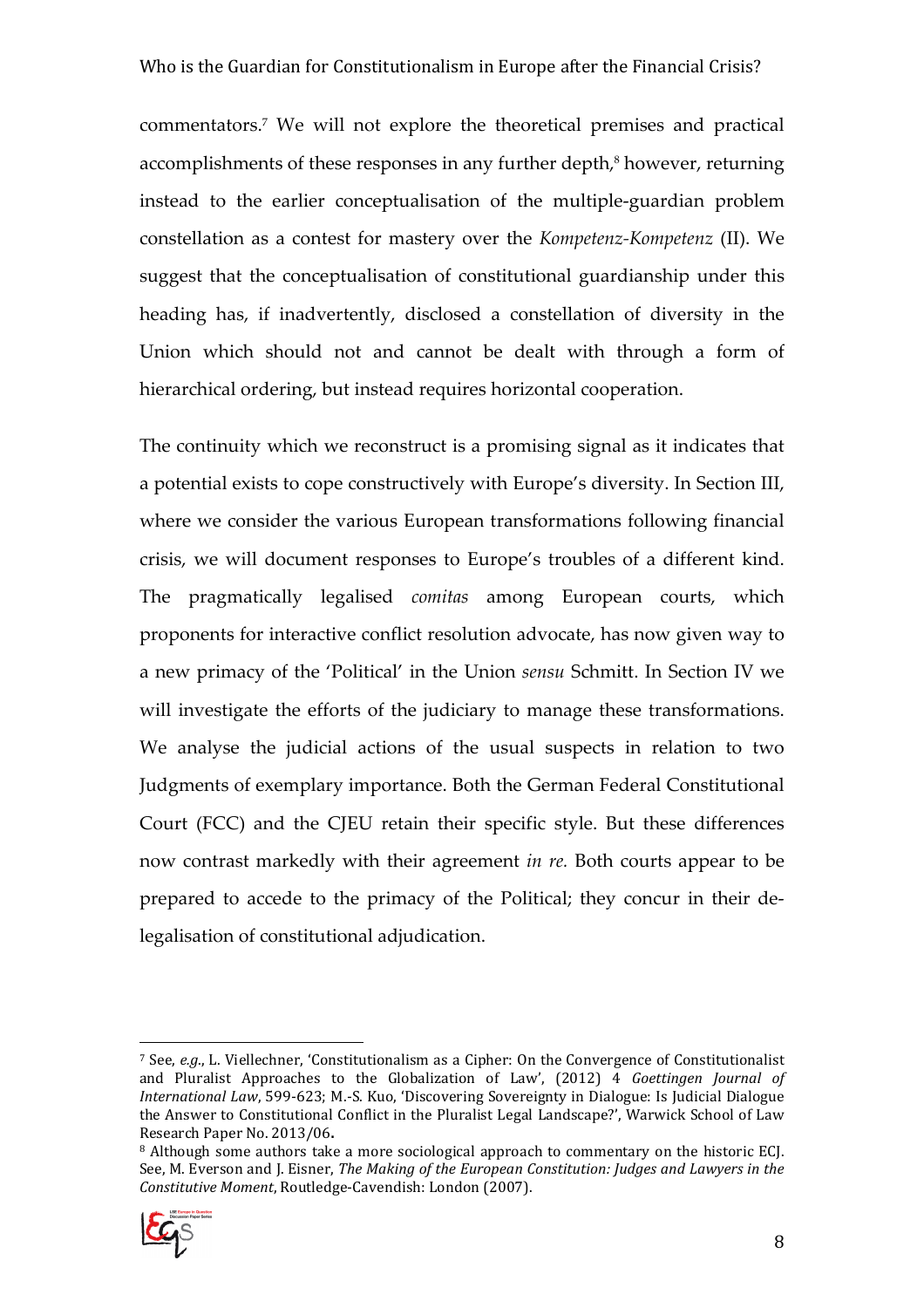commentators.[7] We will not explore the theoretical premises and practical accomplishments of these responses in any further depth,[8] however, returning instead to the earlier conceptualisation of the multiple-guardian problem constellation as a contest for mastery over the *Kompetenz-Kompetenz* (II). We suggest that the conceptualisation of constitutional guardianship under this heading has, if inadvertently, disclosed a constellation of diversity in the Union which should not and cannot be dealt with through a form of hierarchical ordering, but instead requires horizontal cooperation.

The continuity which we reconstruct is a promising signal as it indicates that a potential exists to cope constructively with Europe's diversity. In Section III, where we consider the various European transformations following financial crisis, we will document responses to Europe's troubles of a different kind. The pragmatically legalised *comitas* among European courts, which proponents for interactive conflict resolution advocate, has now given way to a new primacy of the 'Political' in the Union *sensu* Schmitt. In Section IV we will investigate the efforts of the judiciary to manage these transformations. We analyse the judicial actions of the usual suspects in relation to two Judgments of exemplary importance. Both the German Federal Constitutional Court (FCC) and the CJEU retain their specific style. But these differences now contrast markedly with their agreement *in re.* Both courts appear to be prepared to accede to the primacy of the Political; they concur in their de-legalisation of constitutional adjudication.

---

[7] See, *e.g.*, L. Viellechner, 'Constitutionalism as a Cipher: On the Convergence of Constitutionalist and Pluralist Approaches to the Globalization of Law', (2012) 4 *Goettingen Journal of International Law*, 599-623; M.-S. Kuo, 'Discovering Sovereignty in Dialogue: Is Judicial Dialogue the Answer to Constitutional Conflict in the Pluralist Legal Landscape?', Warwick School of Law Research Paper No. 2013/06**.**

[8] Although some authors take a more sociological approach to commentary on the historic ECJ. See, M. Everson and J. Eisner, *The Making of the European Constitution: Judges and Lawyers in the Constitutive Moment*, Routledge-Cavendish: London (2007).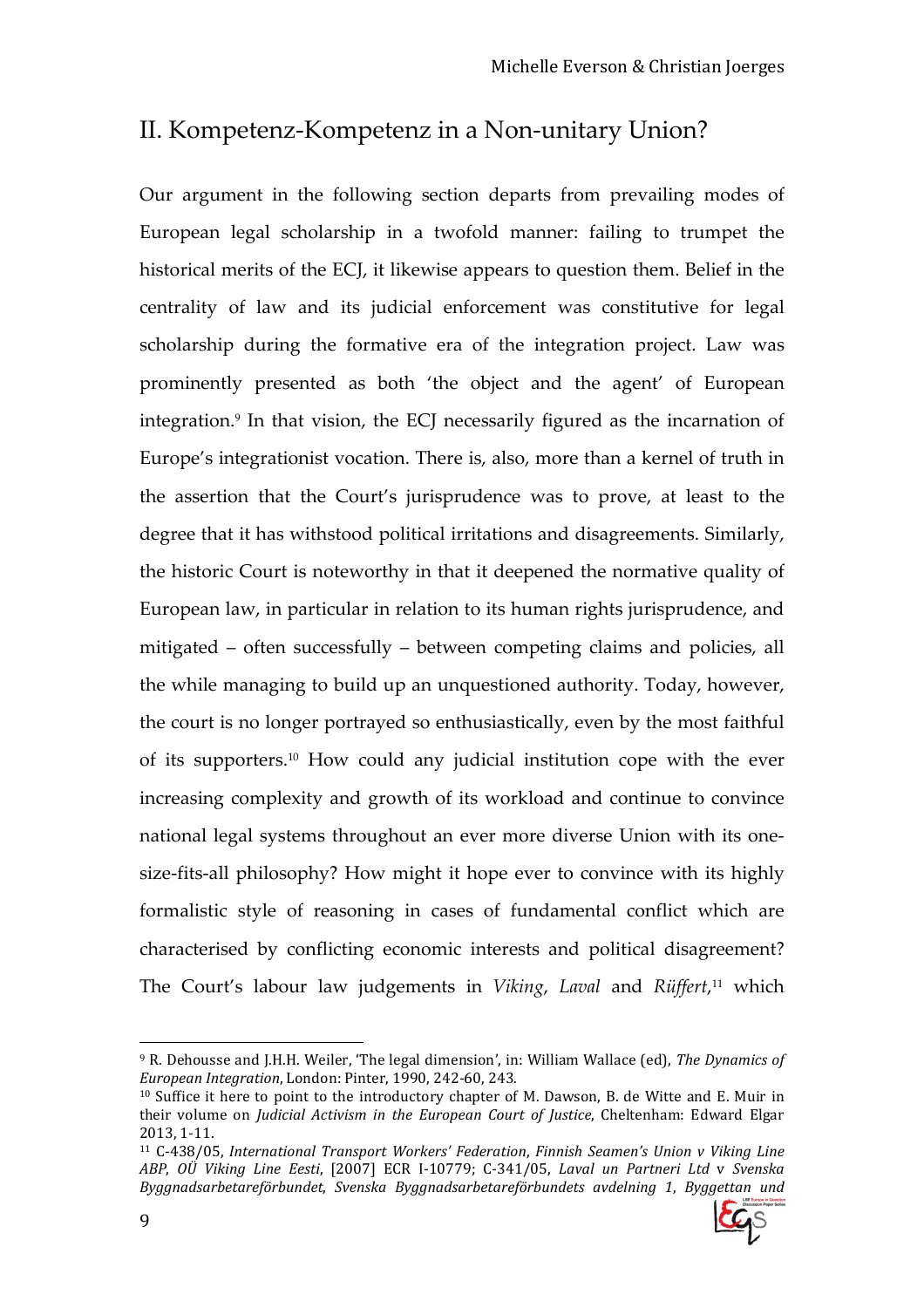## II. Kompetenz-Kompetenz in a Non-unitary Union?

Our argument in the following section departs from prevailing modes of European legal scholarship in a twofold manner: failing to trumpet the historical merits of the ECJ, it likewise appears to question them. Belief in the centrality of law and its judicial enforcement was constitutive for legal scholarship during the formative era of the integration project. Law was prominently presented as both 'the object and the agent' of European integration.[9] In that vision, the ECJ necessarily figured as the incarnation of Europe's integrationist vocation. There is, also, more than a kernel of truth in the assertion that the Court's jurisprudence was to prove, at least to the degree that it has withstood political irritations and disagreements. Similarly, the historic Court is noteworthy in that it deepened the normative quality of European law, in particular in relation to its human rights jurisprudence, and mitigated – often successfully – between competing claims and policies, all the while managing to build up an unquestioned authority. Today, however, the court is no longer portrayed so enthusiastically, even by the most faithful of its supporters.[10] How could any judicial institution cope with the ever increasing complexity and growth of its workload and continue to convince national legal systems throughout an ever more diverse Union with its one-size-fits-all philosophy? How might it hope ever to convince with its highly formalistic style of reasoning in cases of fundamental conflict which are characterised by conflicting economic interests and political disagreement? The Court's labour law judgements in *Viking*, *Laval* and *Rüffert*,[11] which

---

[9] R. Dehousse and J.H.H. Weiler, 'The legal dimension', in: William Wallace (ed), *The Dynamics of European Integration*, London: Pinter, 1990, 242-60, 243.

[10] Suffice it here to point to the introductory chapter of M. Dawson, B. de Witte and E. Muir in their volume on *Judicial Activism in the European Court of Justice*, Cheltenham: Edward Elgar 2013, 1-11.

[11] C-438/05, *International Transport Workers' Federation*, *Finnish Seamen's Union v Viking Line ABP*, *OÜ Viking Line Eesti*, [2007] ECR I-10779; C-341/05, *Laval un Partneri Ltd* v *Svenska Byggnadsarbetareförbundet*, *Svenska Byggnadsarbetareförbundets avdelning 1*, *Byggettan und*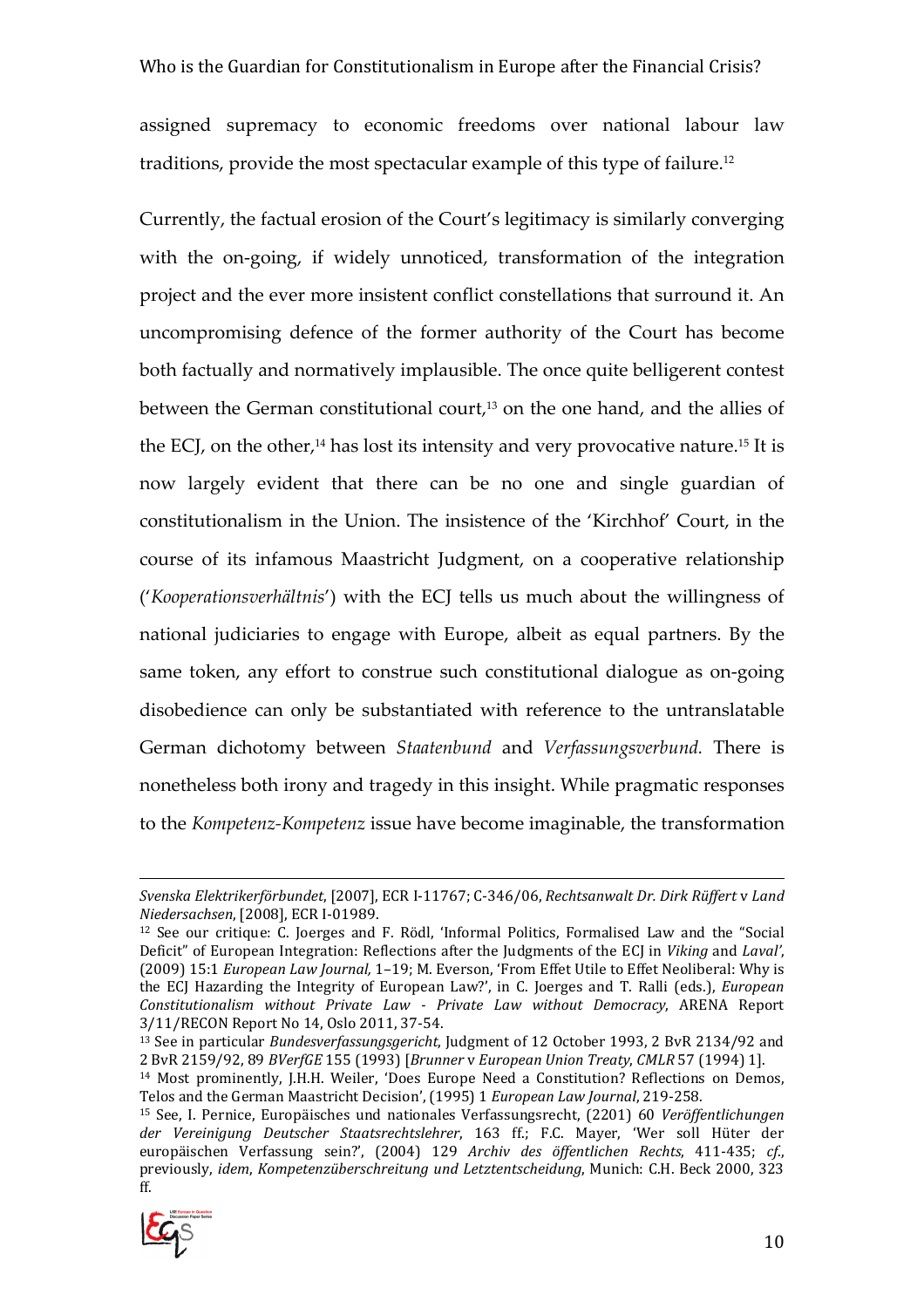assigned supremacy to economic freedoms over national labour law traditions, provide the most spectacular example of this type of failure.[12]

Currently, the factual erosion of the Court's legitimacy is similarly converging with the on-going, if widely unnoticed, transformation of the integration project and the ever more insistent conflict constellations that surround it. An uncompromising defence of the former authority of the Court has become both factually and normatively implausible. The once quite belligerent contest between the German constitutional court,[13] on the one hand, and the allies of the ECJ, on the other,[14] has lost its intensity and very provocative nature.[15] It is now largely evident that there can be no one and single guardian of constitutionalism in the Union. The insistence of the 'Kirchhof' Court, in the course of its infamous Maastricht Judgment, on a cooperative relationship ('*Kooperationsverhältnis*') with the ECJ tells us much about the willingness of national judiciaries to engage with Europe, albeit as equal partners. By the same token, any effort to construe such constitutional dialogue as on-going disobedience can only be substantiated with reference to the untranslatable German dichotomy between *Staatenbund* and *Verfassungsverbund.* There is nonetheless both irony and tragedy in this insight. While pragmatic responses to the *Kompetenz-Kompetenz* issue have become imaginable, the transformation

---

*Svenska Elektrikerförbundet*, [2007], ECR I-11767; C-346/06, *Rechtsanwalt Dr. Dirk Rüffert* v *Land Niedersachsen*, [2008], ECR I-01989.

[12] See our critique: C. Joerges and F. Rödl, 'Informal Politics, Formalised Law and the "Social Deficit" of European Integration: Reflections after the Judgments of the ECJ in *Viking* and *Laval*', (2009) 15:1 *European Law Journal,* 1–19; M. Everson, 'From Effet Utile to Effet Neoliberal: Why is the ECJ Hazarding the Integrity of European Law?', in C. Joerges and T. Ralli (eds.), *European Constitutionalism without Private Law - Private Law without Democracy*, ARENA Report 3/11/RECON Report No 14, Oslo 2011, 37-54.

[13] See in particular *Bundesverfassungsgericht*, Judgment of 12 October 1993, 2 BvR 2134/92 and 2 BvR 2159/92, 89 *BVerfGE* 155 (1993) [*Brunner* v *European Union Treaty*, *CMLR* 57 (1994) 1].

[14] Most prominently, J.H.H. Weiler, 'Does Europe Need a Constitution? Reflections on Demos, Telos and the German Maastricht Decision', (1995) 1 *European Law Journal*, 219-258.

[15] See, I. Pernice, Europäisches und nationales Verfassungsrecht, (2201) 60 *Veröffentlichungen der Vereinigung Deutscher Staatsrechtslehrer*, 163 ff.; F.C. Mayer, 'Wer soll Hüter der europäischen Verfassung sein?', (2004) 129 *Archiv des öffentlichen Rechts*, 411-435; *cf.*, previously, *idem*, *Kompetenzüberschreitung und Letztentscheidung*, Munich: C.H. Beck 2000, 323 ff.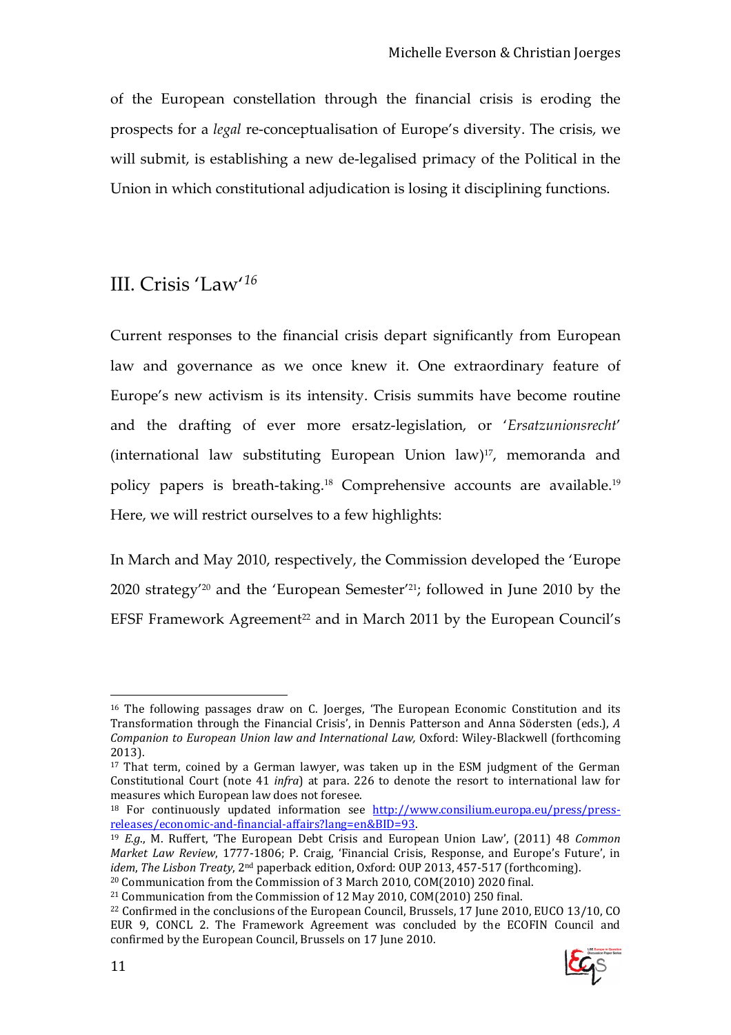of the European constellation through the financial crisis is eroding the prospects for a *legal* re-conceptualisation of Europe's diversity. The crisis, we will submit, is establishing a new de-legalised primacy of the Political in the Union in which constitutional adjudication is losing it disciplining functions.

## III. Crisis 'Law'[16]

Current responses to the financial crisis depart significantly from European law and governance as we once knew it. One extraordinary feature of Europe's new activism is its intensity. Crisis summits have become routine and the drafting of ever more ersatz-legislation, or '*Ersatzunionsrecht*' (international law substituting European Union law)[17], memoranda and policy papers is breath-taking.[18] Comprehensive accounts are available.[19] Here, we will restrict ourselves to a few highlights:

In March and May 2010, respectively, the Commission developed the 'Europe 2020 strategy'[20] and the 'European Semester'[21]; followed in June 2010 by the EFSF Framework Agreement[22] and in March 2011 by the European Council's

---

[16] The following passages draw on C. Joerges, 'The European Economic Constitution and its Transformation through the Financial Crisis', in Dennis Patterson and Anna Södersten (eds.), *A Companion to European Union law and International Law,* Oxford: Wiley-Blackwell (forthcoming 2013).

[17] That term, coined by a German lawyer, was taken up in the ESM judgment of the German Constitutional Court (note 41 *infra*) at para. 226 to denote the resort to international law for measures which European law does not foresee.

[18] For continuously updated information see http://www.consilium.europa.eu/press/press-releases/economic-and-financial-affairs?lang=en&BID=93.

[19] *E.g.*, M. Ruffert, 'The European Debt Crisis and European Union Law', (2011) 48 *Common Market Law Review*, 1777-1806; P. Craig, 'Financial Crisis, Response, and Europe's Future', in *idem*, *The Lisbon Treaty*, 2nd paperback edition, Oxford: OUP 2013, 457-517 (forthcoming).

[20] Communication from the Commission of 3 March 2010, COM(2010) 2020 final.

[21] Communication from the Commission of 12 May 2010, COM(2010) 250 final.

[22] Confirmed in the conclusions of the European Council, Brussels, 17 June 2010, EUCO 13/10, CO EUR 9, CONCL 2. The Framework Agreement was concluded by the ECOFIN Council and confirmed by the European Council, Brussels on 17 June 2010.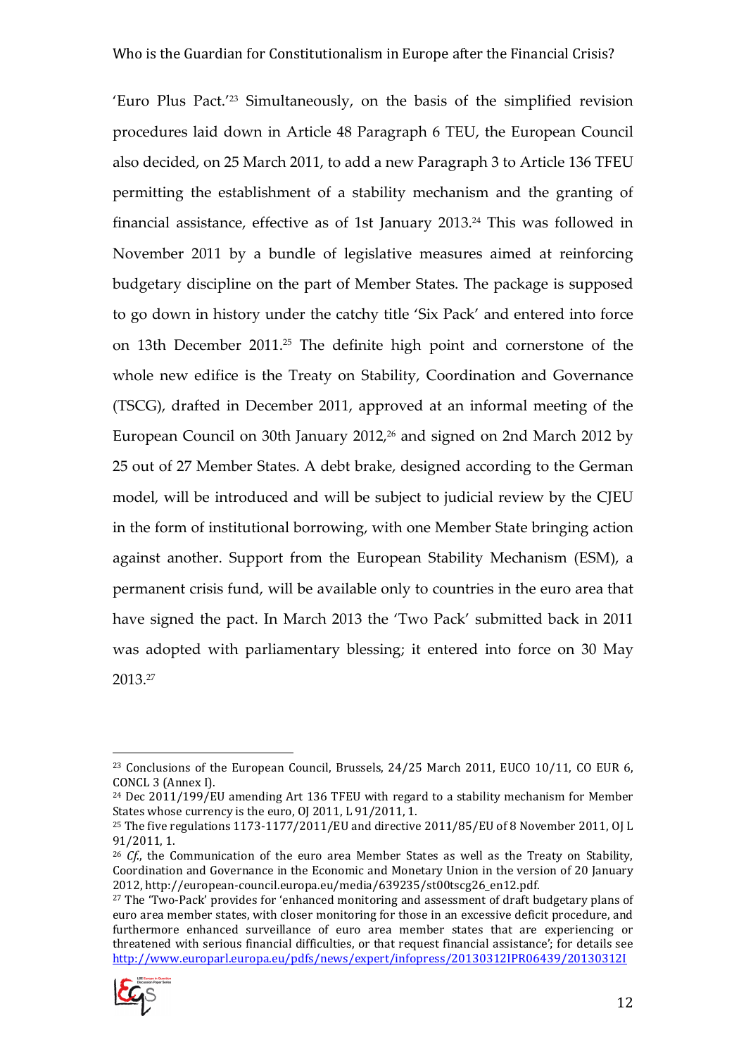'Euro Plus Pact.'[23] Simultaneously, on the basis of the simplified revision procedures laid down in Article 48 Paragraph 6 TEU, the European Council also decided, on 25 March 2011, to add a new Paragraph 3 to Article 136 TFEU permitting the establishment of a stability mechanism and the granting of financial assistance, effective as of 1st January 2013.[24] This was followed in November 2011 by a bundle of legislative measures aimed at reinforcing budgetary discipline on the part of Member States. The package is supposed to go down in history under the catchy title 'Six Pack' and entered into force on 13th December 2011.[25] The definite high point and cornerstone of the whole new edifice is the Treaty on Stability, Coordination and Governance (TSCG), drafted in December 2011, approved at an informal meeting of the European Council on 30th January 2012,[26] and signed on 2nd March 2012 by 25 out of 27 Member States. A debt brake, designed according to the German model, will be introduced and will be subject to judicial review by the CJEU in the form of institutional borrowing, with one Member State bringing action against another. Support from the European Stability Mechanism (ESM), a permanent crisis fund, will be available only to countries in the euro area that have signed the pact. In March 2013 the 'Two Pack' submitted back in 2011 was adopted with parliamentary blessing; it entered into force on 30 May 2013.[27]

---

[23] Conclusions of the European Council, Brussels, 24/25 March 2011, EUCO 10/11, CO EUR 6, CONCL 3 (Annex I).

[24] Dec 2011/199/EU amending Art 136 TFEU with regard to a stability mechanism for Member States whose currency is the euro, OJ 2011, L 91/2011, 1.

[25] The five regulations 1173-1177/2011/EU and directive 2011/85/EU of 8 November 2011, OJ L 91/2011, 1.

[26] *Cf.*, the Communication of the euro area Member States as well as the Treaty on Stability, Coordination and Governance in the Economic and Monetary Union in the version of 20 January 2012, http://european-council.europa.eu/media/639235/st00tscg26_en12.pdf.

[27] The 'Two-Pack' provides for 'enhanced monitoring and assessment of draft budgetary plans of euro area member states, with closer monitoring for those in an excessive deficit procedure, and furthermore enhanced surveillance of euro area member states that are experiencing or threatened with serious financial difficulties, or that request financial assistance'; for details see http://www.europarl.europa.eu/pdfs/news/expert/infopress/20130312IPR06439/20130312I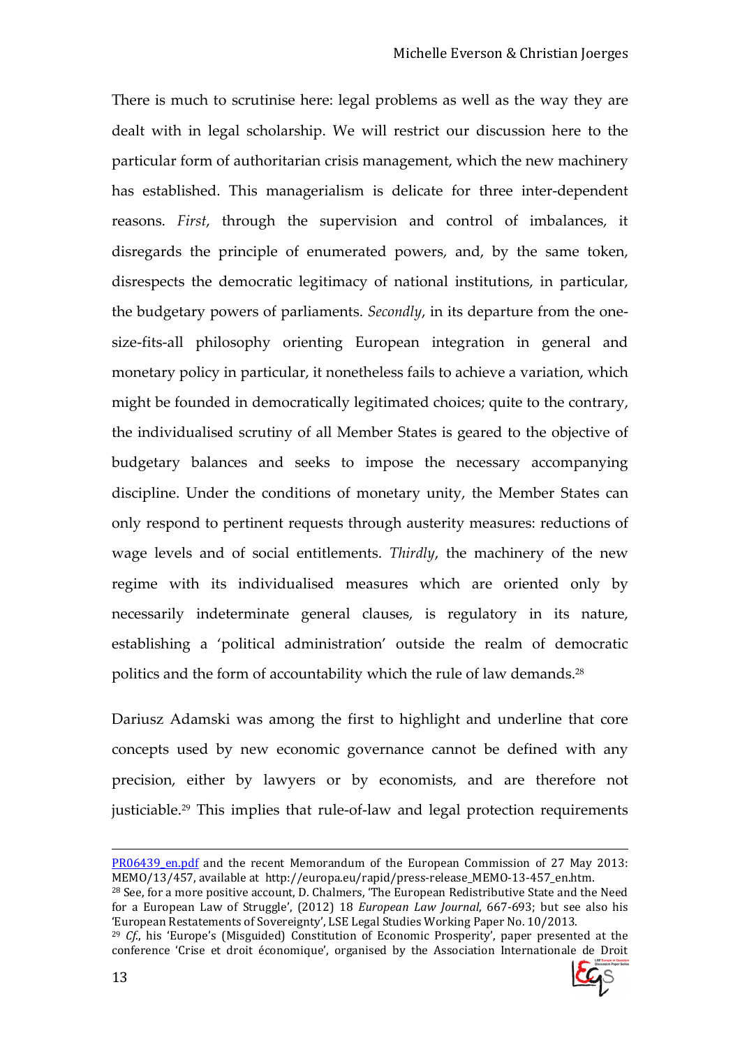There is much to scrutinise here: legal problems as well as the way they are dealt with in legal scholarship. We will restrict our discussion here to the particular form of authoritarian crisis management, which the new machinery has established. This managerialism is delicate for three inter-dependent reasons. *First*, through the supervision and control of imbalances, it disregards the principle of enumerated powers, and, by the same token, disrespects the democratic legitimacy of national institutions, in particular, the budgetary powers of parliaments. *Secondly*, in its departure from the one-size-fits-all philosophy orienting European integration in general and monetary policy in particular, it nonetheless fails to achieve a variation, which might be founded in democratically legitimated choices; quite to the contrary, the individualised scrutiny of all Member States is geared to the objective of budgetary balances and seeks to impose the necessary accompanying discipline. Under the conditions of monetary unity, the Member States can only respond to pertinent requests through austerity measures: reductions of wage levels and of social entitlements. *Thirdly*, the machinery of the new regime with its individualised measures which are oriented only by necessarily indeterminate general clauses, is regulatory in its nature, establishing a 'political administration' outside the realm of democratic politics and the form of accountability which the rule of law demands.[28]

Dariusz Adamski was among the first to highlight and underline that core concepts used by new economic governance cannot be defined with any precision, either by lawyers or by economists, and are therefore not justiciable.[29] This implies that rule-of-law and legal protection requirements

---

PR06439_en.pdf and the recent Memorandum of the European Commission of 27 May 2013: MEMO/13/457, available at http://europa.eu/rapid/press-release_MEMO-13-457_en.htm.

[28] See, for a more positive account, D. Chalmers, 'The European Redistributive State and the Need for a European Law of Struggle', (2012) 18 *European Law Journal*, 667-693; but see also his 'European Restatements of Sovereignty', LSE Legal Studies Working Paper No. 10/2013.

[29] *Cf.*, his 'Europe's (Misguided) Constitution of Economic Prosperity', paper presented at the conference 'Crise et droit économique', organised by the Association Internationale de Droit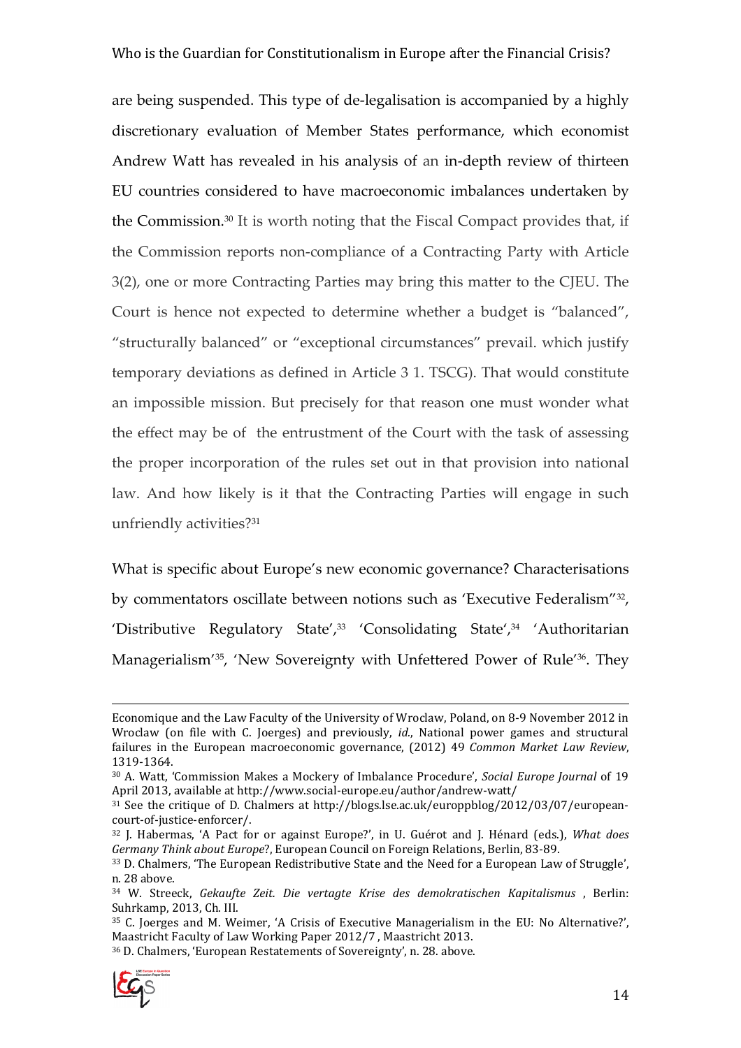are being suspended. This type of de-legalisation is accompanied by a highly discretionary evaluation of Member States performance, which economist Andrew Watt has revealed in his analysis of an in-depth review of thirteen EU countries considered to have macroeconomic imbalances undertaken by the Commission.[30] It is worth noting that the Fiscal Compact provides that, if the Commission reports non-compliance of a Contracting Party with Article 3(2), one or more Contracting Parties may bring this matter to the CJEU. The Court is hence not expected to determine whether a budget is "balanced", "structurally balanced" or "exceptional circumstances" prevail. which justify temporary deviations as defined in Article 3 1. TSCG). That would constitute an impossible mission. But precisely for that reason one must wonder what the effect may be of the entrustment of the Court with the task of assessing the proper incorporation of the rules set out in that provision into national law. And how likely is it that the Contracting Parties will engage in such unfriendly activities?[31]

What is specific about Europe's new economic governance? Characterisations by commentators oscillate between notions such as 'Executive Federalism"[32], 'Distributive Regulatory State',[33] 'Consolidating State',[34] 'Authoritarian Managerialism'[35], 'New Sovereignty with Unfettered Power of Rule'[36]. They

---

Economique and the Law Faculty of the University of Wroclaw, Poland, on 8-9 November 2012 in Wroclaw (on file with C. Joerges) and previously, *id.*, National power games and structural failures in the European macroeconomic governance, (2012) 49 *Common Market Law Review*, 1319-1364.

[30] A. Watt, 'Commission Makes a Mockery of Imbalance Procedure', *Social Europe Journal* of 19 April 2013, available at http://www.social-europe.eu/author/andrew-watt/

[31] See the critique of D. Chalmers at http://blogs.lse.ac.uk/europpblog/2012/03/07/european-court-of-justice-enforcer/.

[32] J. Habermas, 'A Pact for or against Europe?', in U. Guérot and J. Hénard (eds.), *What does Germany Think about Europe*?, European Council on Foreign Relations, Berlin, 83-89.

[33] D. Chalmers, 'The European Redistributive State and the Need for a European Law of Struggle', n. 28 above.

[34] W. Streeck, *Gekaufte Zeit. Die vertagte Krise des demokratischen Kapitalismus* , Berlin: Suhrkamp, 2013, Ch. III.

[35] C. Joerges and M. Weimer, 'A Crisis of Executive Managerialism in the EU: No Alternative?', Maastricht Faculty of Law Working Paper 2012/7 , Maastricht 2013.

[36] D. Chalmers, 'European Restatements of Sovereignty', n. 28. above.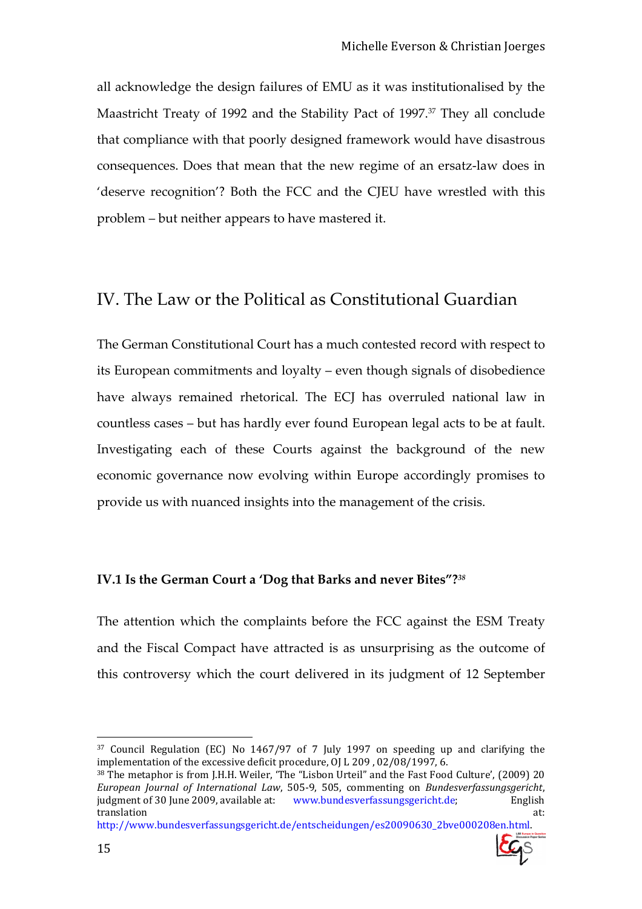all acknowledge the design failures of EMU as it was institutionalised by the Maastricht Treaty of 1992 and the Stability Pact of 1997.[37] They all conclude that compliance with that poorly designed framework would have disastrous consequences. Does that mean that the new regime of an ersatz-law does in 'deserve recognition'? Both the FCC and the CJEU have wrestled with this problem – but neither appears to have mastered it.

## IV. The Law or the Political as Constitutional Guardian

The German Constitutional Court has a much contested record with respect to its European commitments and loyalty – even though signals of disobedience have always remained rhetorical. The ECJ has overruled national law in countless cases – but has hardly ever found European legal acts to be at fault. Investigating each of these Courts against the background of the new economic governance now evolving within Europe accordingly promises to provide us with nuanced insights into the management of the crisis.

### IV.1 Is the German Court a 'Dog that Barks and never Bites"?[38]

The attention which the complaints before the FCC against the ESM Treaty and the Fiscal Compact have attracted is as unsurprising as the outcome of this controversy which the court delivered in its judgment of 12 September

---

[37] Council Regulation (EC) No 1467/97 of 7 July 1997 on speeding up and clarifying the implementation of the excessive deficit procedure, OJ L 209 , 02/08/1997, 6.

[38] The metaphor is from J.H.H. Weiler, 'The "Lisbon Urteil" and the Fast Food Culture', (2009) 20 *European Journal of International Law*, 505-9, 505, commenting on *Bundesverfassungsgericht*, judgment of 30 June 2009, available at: www.bundesverfassungsgericht.de; English translation at: http://www.bundesverfassungsgericht.de/entscheidungen/es20090630_2bve000208en.html.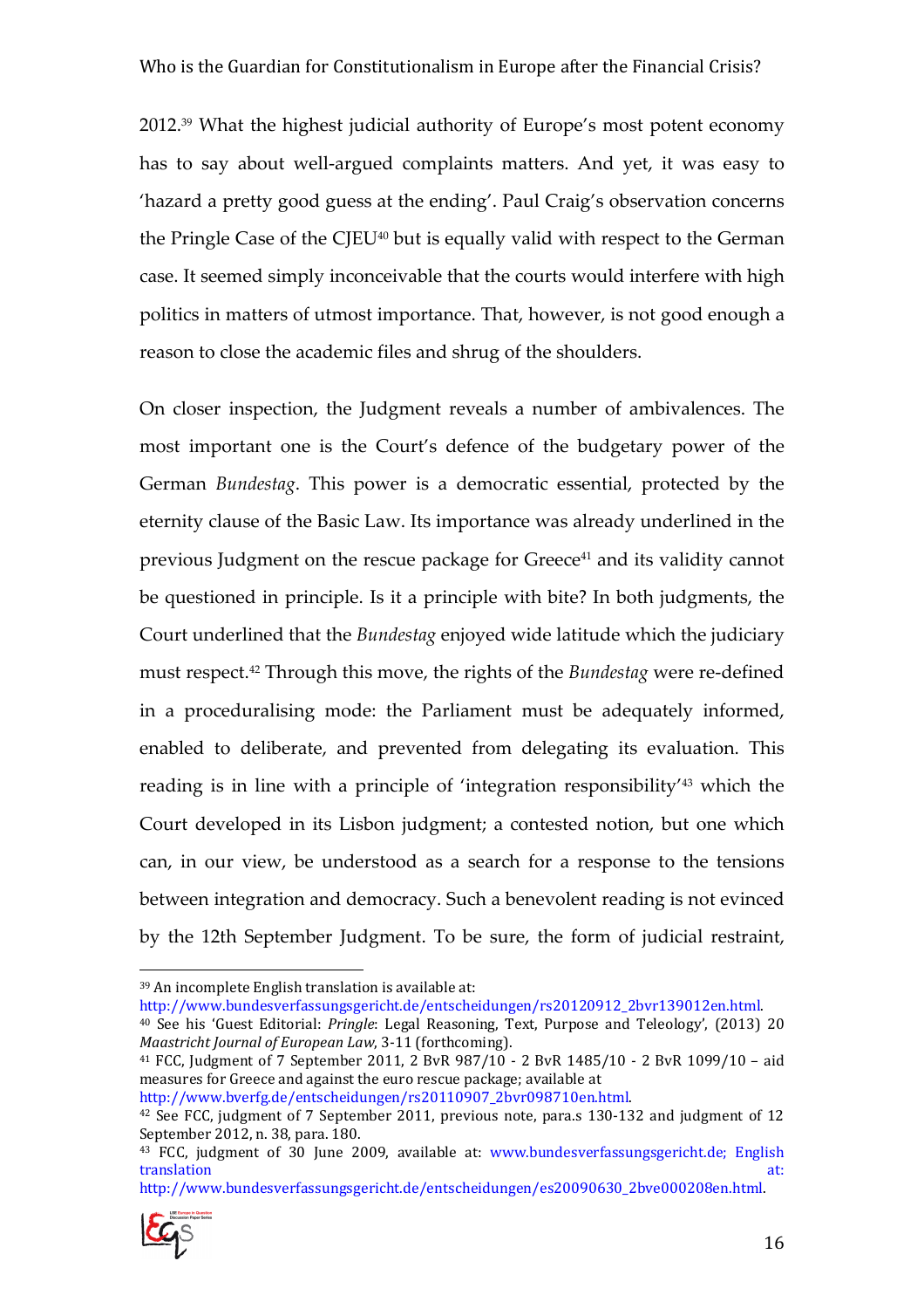2012.[39] What the highest judicial authority of Europe's most potent economy has to say about well-argued complaints matters. And yet, it was easy to 'hazard a pretty good guess at the ending'. Paul Craig's observation concerns the Pringle Case of the CJEU[40] but is equally valid with respect to the German case. It seemed simply inconceivable that the courts would interfere with high politics in matters of utmost importance. That, however, is not good enough a reason to close the academic files and shrug of the shoulders.

On closer inspection, the Judgment reveals a number of ambivalences. The most important one is the Court's defence of the budgetary power of the German *Bundestag*. This power is a democratic essential, protected by the eternity clause of the Basic Law. Its importance was already underlined in the previous Judgment on the rescue package for Greece[41] and its validity cannot be questioned in principle. Is it a principle with bite? In both judgments, the Court underlined that the *Bundestag* enjoyed wide latitude which the judiciary must respect.[42] Through this move, the rights of the *Bundestag* were re-defined in a proceduralising mode: the Parliament must be adequately informed, enabled to deliberate, and prevented from delegating its evaluation. This reading is in line with a principle of 'integration responsibility'[43] which the Court developed in its Lisbon judgment; a contested notion, but one which can, in our view, be understood as a search for a response to the tensions between integration and democracy. Such a benevolent reading is not evinced by the 12th September Judgment. To be sure, the form of judicial restraint,

---

[39] An incomplete English translation is available at: http://www.bundesverfassungsgericht.de/entscheidungen/rs20120912_2bvr139012en.html.

[40] See his 'Guest Editorial: *Pringle*: Legal Reasoning, Text, Purpose and Teleology', (2013) 20 *Maastricht Journal of European Law*, 3-11 (forthcoming).

[41] FCC, Judgment of 7 September 2011, 2 BvR 987/10 - 2 BvR 1485/10 - 2 BvR 1099/10 – aid measures for Greece and against the euro rescue package; available at http://www.bverfg.de/entscheidungen/rs20110907_2bvr098710en.html.

[42] See FCC, judgment of 7 September 2011, previous note, para.s 130-132 and judgment of 12 September 2012, n. 38, para. 180.

[43] FCC, judgment of 30 June 2009, available at: www.bundesverfassungsgericht.de; English translation at: http://www.bundesverfassungsgericht.de/entscheidungen/es20090630_2bve000208en.html.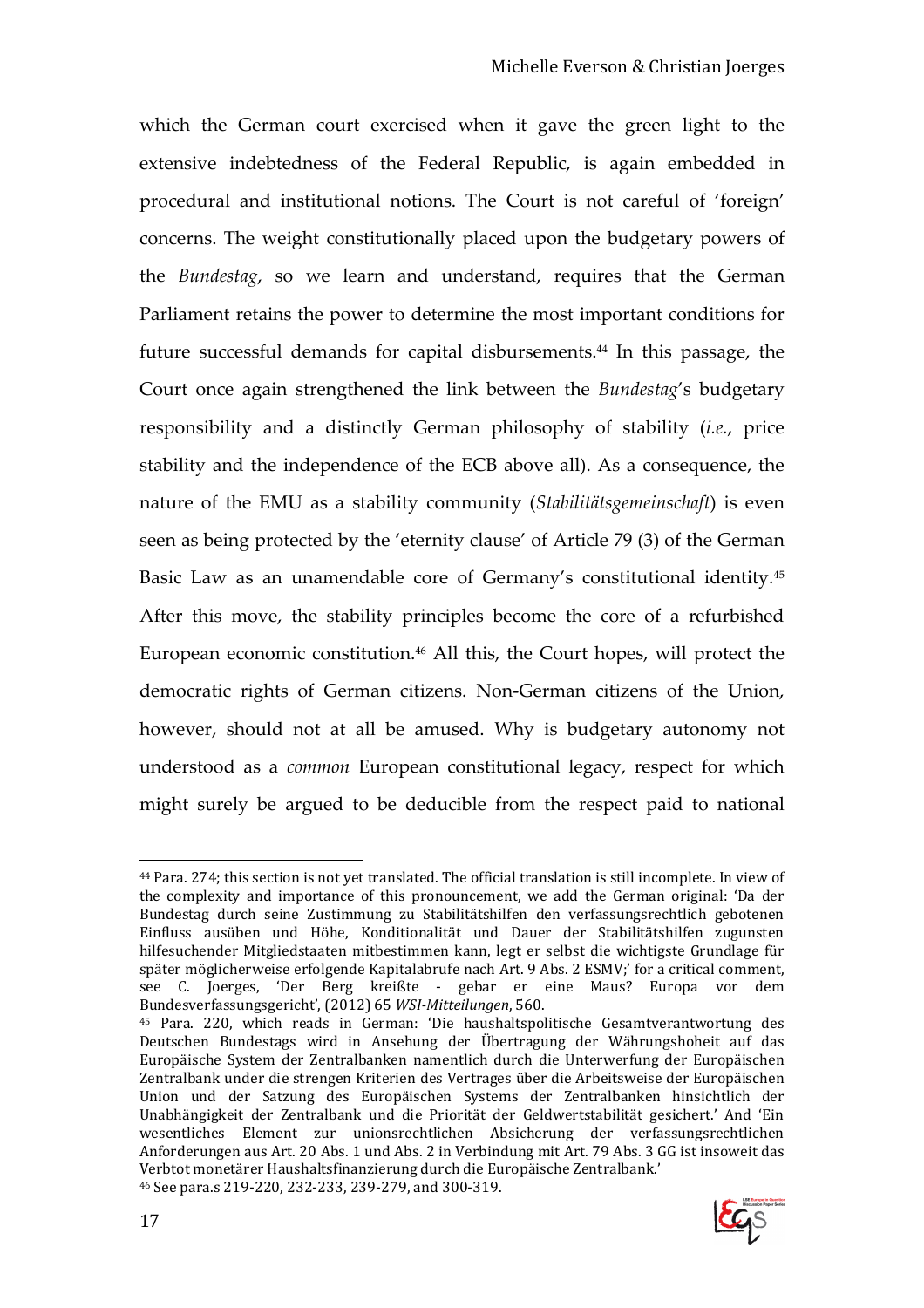which the German court exercised when it gave the green light to the extensive indebtedness of the Federal Republic, is again embedded in procedural and institutional notions. The Court is not careful of 'foreign' concerns. The weight constitutionally placed upon the budgetary powers of the *Bundestag*, so we learn and understand, requires that the German Parliament retains the power to determine the most important conditions for future successful demands for capital disbursements.[44] In this passage, the Court once again strengthened the link between the *Bundestag*'s budgetary responsibility and a distinctly German philosophy of stability (*i.e.*, price stability and the independence of the ECB above all). As a consequence, the nature of the EMU as a stability community (*Stabilitätsgemeinschaft*) is even seen as being protected by the 'eternity clause' of Article 79 (3) of the German Basic Law as an unamendable core of Germany's constitutional identity.[45] After this move, the stability principles become the core of a refurbished European economic constitution.[46] All this, the Court hopes, will protect the democratic rights of German citizens. Non-German citizens of the Union, however, should not at all be amused. Why is budgetary autonomy not understood as a *common* European constitutional legacy, respect for which might surely be argued to be deducible from the respect paid to national

---

[44] Para. 274; this section is not yet translated. The official translation is still incomplete. In view of the complexity and importance of this pronouncement, we add the German original: 'Da der Bundestag durch seine Zustimmung zu Stabilitätshilfen den verfassungsrechtlich gebotenen Einfluss ausüben und Höhe, Konditionalität und Dauer der Stabilitätshilfen zugunsten hilfesuchender Mitgliedstaaten mitbestimmen kann, legt er selbst die wichtigste Grundlage für später möglicherweise erfolgende Kapitalabrufe nach Art. 9 Abs. 2 ESMV;' for a critical comment, see C. Joerges, 'Der Berg kreißte - gebar er eine Maus? Europa vor dem Bundesverfassungsgericht', (2012) 65 *WSI-Mitteilungen*, 560.

[45] Para. 220, which reads in German: 'Die haushaltspolitische Gesamtverantwortung des Deutschen Bundestags wird in Ansehung der Übertragung der Währungshoheit auf das Europäische System der Zentralbanken namentlich durch die Unterwerfung der Europäischen Zentralbank under die strengen Kriterien des Vertrages über die Arbeitsweise der Europäischen Union und der Satzung des Europäischen Systems der Zentralbanken hinsichtlich der Unabhängigkeit der Zentralbank und die Priorität der Geldwertstabilität gesichert.' And 'Ein wesentliches Element zur unionsrechtlichen Absicherung der verfassungsrechtlichen Anforderungen aus Art. 20 Abs. 1 und Abs. 2 in Verbindung mit Art. 79 Abs. 3 GG ist insoweit das Verbtot monetärer Haushaltsfinanzierung durch die Europäische Zentralbank.'

[46] See para.s 219-220, 232-233, 239-279, and 300-319.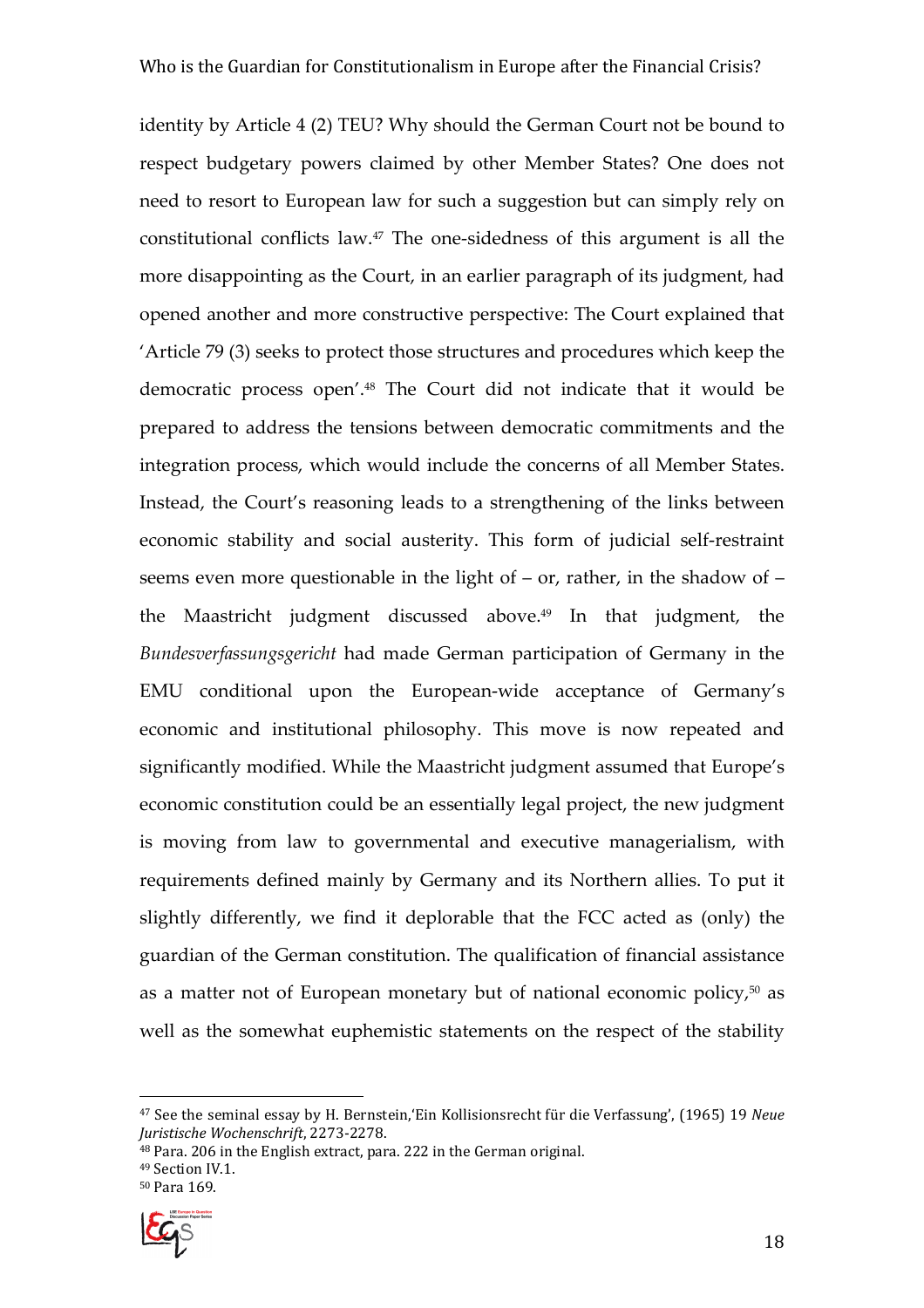identity by Article 4 (2) TEU? Why should the German Court not be bound to respect budgetary powers claimed by other Member States? One does not need to resort to European law for such a suggestion but can simply rely on constitutional conflicts law.[47] The one-sidedness of this argument is all the more disappointing as the Court, in an earlier paragraph of its judgment, had opened another and more constructive perspective: The Court explained that 'Article 79 (3) seeks to protect those structures and procedures which keep the democratic process open'.[48] The Court did not indicate that it would be prepared to address the tensions between democratic commitments and the integration process, which would include the concerns of all Member States. Instead, the Court's reasoning leads to a strengthening of the links between economic stability and social austerity. This form of judicial self-restraint seems even more questionable in the light of – or, rather, in the shadow of – the Maastricht judgment discussed above.[49] In that judgment, the *Bundesverfassungsgericht* had made German participation of Germany in the EMU conditional upon the European-wide acceptance of Germany's economic and institutional philosophy. This move is now repeated and significantly modified. While the Maastricht judgment assumed that Europe's economic constitution could be an essentially legal project, the new judgment is moving from law to governmental and executive managerialism, with requirements defined mainly by Germany and its Northern allies. To put it slightly differently, we find it deplorable that the FCC acted as (only) the guardian of the German constitution. The qualification of financial assistance as a matter not of European monetary but of national economic policy,[50] as well as the somewhat euphemistic statements on the respect of the stability

---

[47] See the seminal essay by H. Bernstein,'Ein Kollisionsrecht für die Verfassung', (1965) 19 *Neue Juristische Wochenschrift*, 2273-2278.

[48] Para. 206 in the English extract, para. 222 in the German original.

[49] Section IV.1.

[50] Para 169.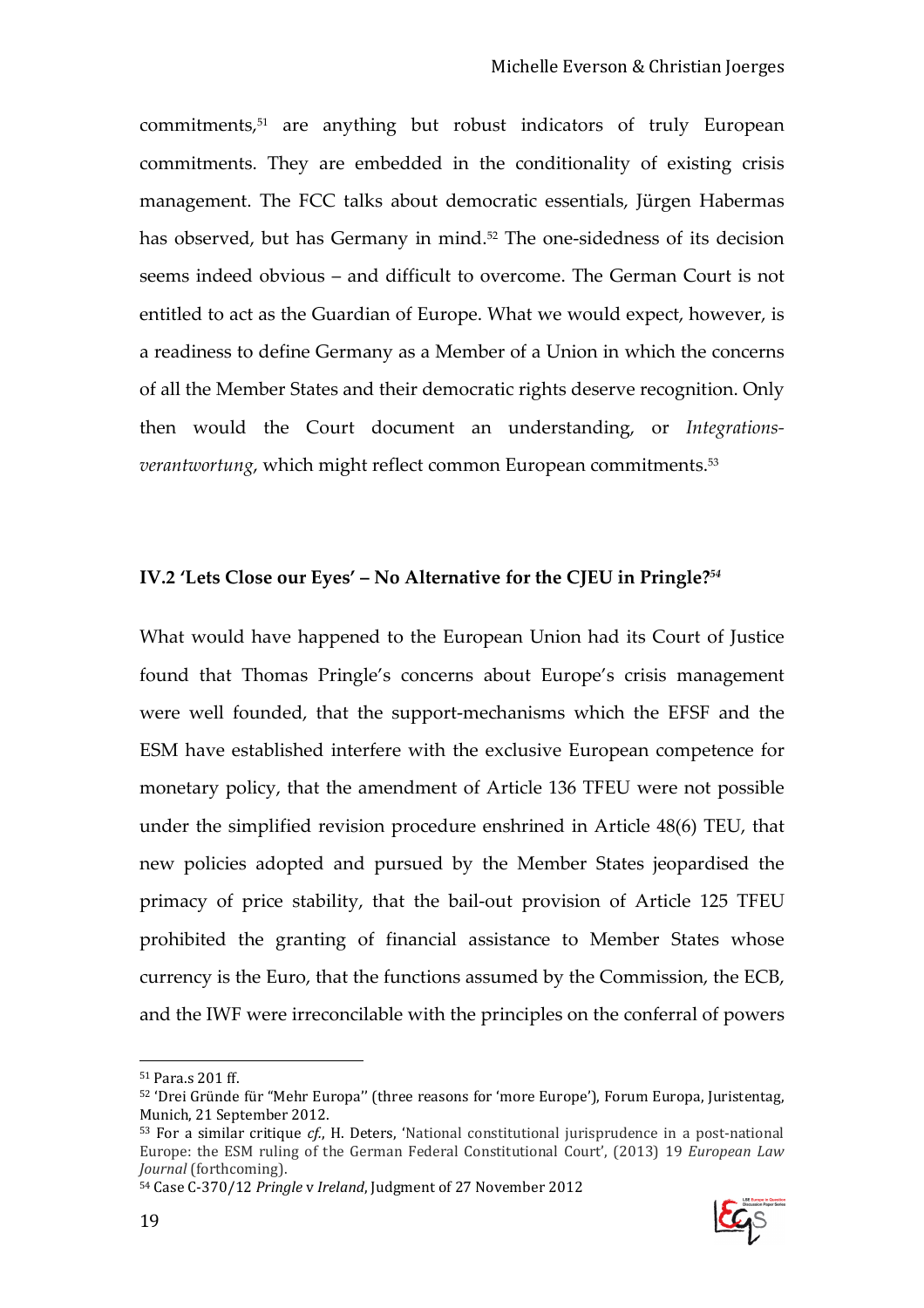commitments,[51] are anything but robust indicators of truly European commitments. They are embedded in the conditionality of existing crisis management. The FCC talks about democratic essentials, Jürgen Habermas has observed, but has Germany in mind.[52] The one-sidedness of its decision seems indeed obvious – and difficult to overcome. The German Court is not entitled to act as the Guardian of Europe. What we would expect, however, is a readiness to define Germany as a Member of a Union in which the concerns of all the Member States and their democratic rights deserve recognition. Only then would the Court document an understanding, or *Integrationsverantwortung*, which might reflect common European commitments.[53]

### IV.2 'Lets Close our Eyes' – No Alternative for the CJEU in Pringle?[54]

What would have happened to the European Union had its Court of Justice found that Thomas Pringle's concerns about Europe's crisis management were well founded, that the support-mechanisms which the EFSF and the ESM have established interfere with the exclusive European competence for monetary policy, that the amendment of Article 136 TFEU were not possible under the simplified revision procedure enshrined in Article 48(6) TEU, that new policies adopted and pursued by the Member States jeopardised the primacy of price stability, that the bail-out provision of Article 125 TFEU prohibited the granting of financial assistance to Member States whose currency is the Euro, that the functions assumed by the Commission, the ECB, and the IWF were irreconcilable with the principles on the conferral of powers

---

[51] Para.s 201 ff.

[52] 'Drei Gründe für "Mehr Europa'' (three reasons for 'more Europe'), Forum Europa, Juristentag, Munich, 21 September 2012.

[53] For a similar critique *cf.*, H. Deters, 'National constitutional jurisprudence in a post-national Europe: the ESM ruling of the German Federal Constitutional Court', (2013) 19 *European Law Journal* (forthcoming).

[54] Case C-370/12 *Pringle* v *Ireland*, Judgment of 27 November 2012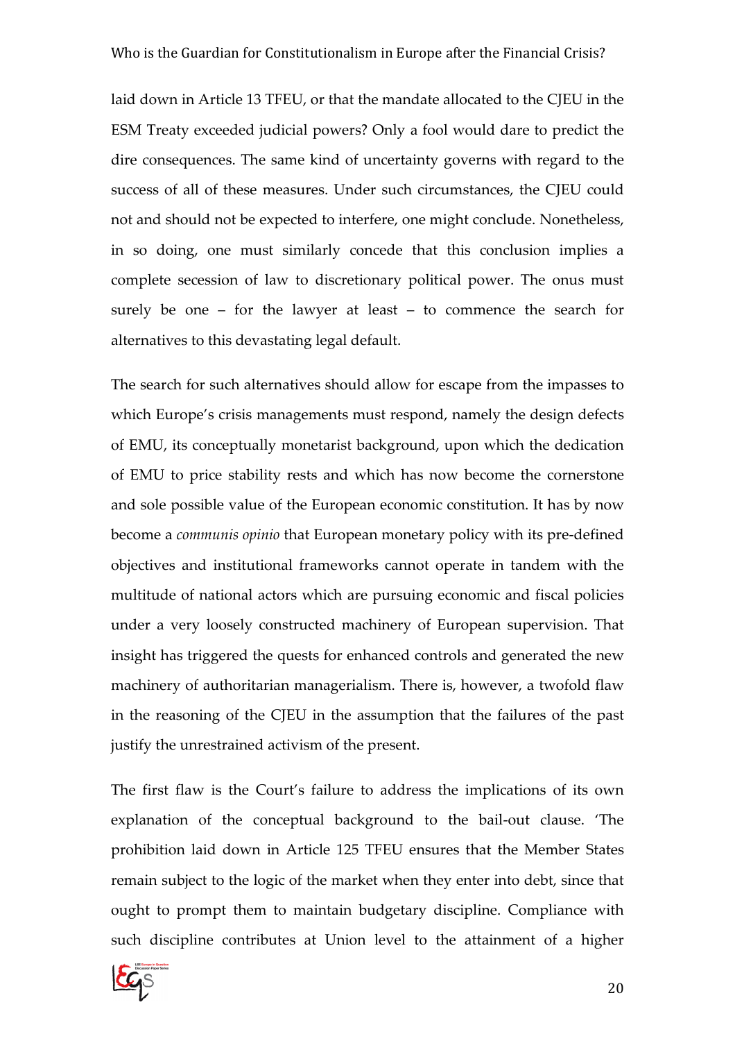laid down in Article 13 TFEU, or that the mandate allocated to the CJEU in the ESM Treaty exceeded judicial powers? Only a fool would dare to predict the dire consequences. The same kind of uncertainty governs with regard to the success of all of these measures. Under such circumstances, the CJEU could not and should not be expected to interfere, one might conclude. Nonetheless, in so doing, one must similarly concede that this conclusion implies a complete secession of law to discretionary political power. The onus must surely be one – for the lawyer at least – to commence the search for alternatives to this devastating legal default.

The search for such alternatives should allow for escape from the impasses to which Europe's crisis managements must respond, namely the design defects of EMU, its conceptually monetarist background, upon which the dedication of EMU to price stability rests and which has now become the cornerstone and sole possible value of the European economic constitution. It has by now become a *communis opinio* that European monetary policy with its pre-defined objectives and institutional frameworks cannot operate in tandem with the multitude of national actors which are pursuing economic and fiscal policies under a very loosely constructed machinery of European supervision. That insight has triggered the quests for enhanced controls and generated the new machinery of authoritarian managerialism. There is, however, a twofold flaw in the reasoning of the CJEU in the assumption that the failures of the past justify the unrestrained activism of the present.

The first flaw is the Court's failure to address the implications of its own explanation of the conceptual background to the bail-out clause. 'The prohibition laid down in Article 125 TFEU ensures that the Member States remain subject to the logic of the market when they enter into debt, since that ought to prompt them to maintain budgetary discipline. Compliance with such discipline contributes at Union level to the attainment of a higher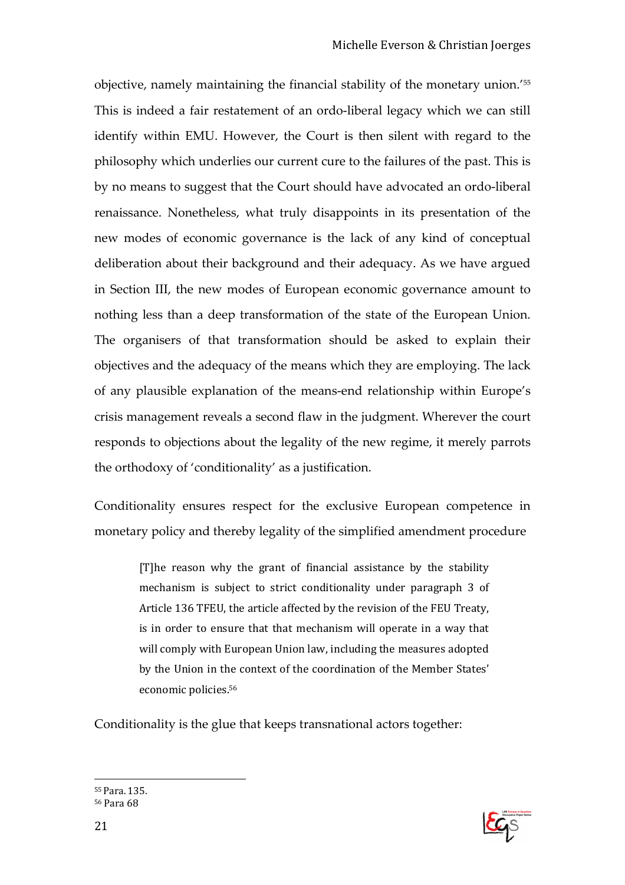objective, namely maintaining the financial stability of the monetary union.'[55] This is indeed a fair restatement of an ordo-liberal legacy which we can still identify within EMU. However, the Court is then silent with regard to the philosophy which underlies our current cure to the failures of the past. This is by no means to suggest that the Court should have advocated an ordo-liberal renaissance. Nonetheless, what truly disappoints in its presentation of the new modes of economic governance is the lack of any kind of conceptual deliberation about their background and their adequacy. As we have argued in Section III, the new modes of European economic governance amount to nothing less than a deep transformation of the state of the European Union. The organisers of that transformation should be asked to explain their objectives and the adequacy of the means which they are employing. The lack of any plausible explanation of the means-end relationship within Europe's crisis management reveals a second flaw in the judgment. Wherever the court responds to objections about the legality of the new regime, it merely parrots the orthodoxy of 'conditionality' as a justification.

Conditionality ensures respect for the exclusive European competence in monetary policy and thereby legality of the simplified amendment procedure

> [T]he reason why the grant of financial assistance by the stability mechanism is subject to strict conditionality under paragraph 3 of Article 136 TFEU, the article affected by the revision of the FEU Treaty, is in order to ensure that that mechanism will operate in a way that will comply with European Union law, including the measures adopted by the Union in the context of the coordination of the Member States' economic policies.[56]

Conditionality is the glue that keeps transnational actors together:

[55] Para. 135.

[56] Para 68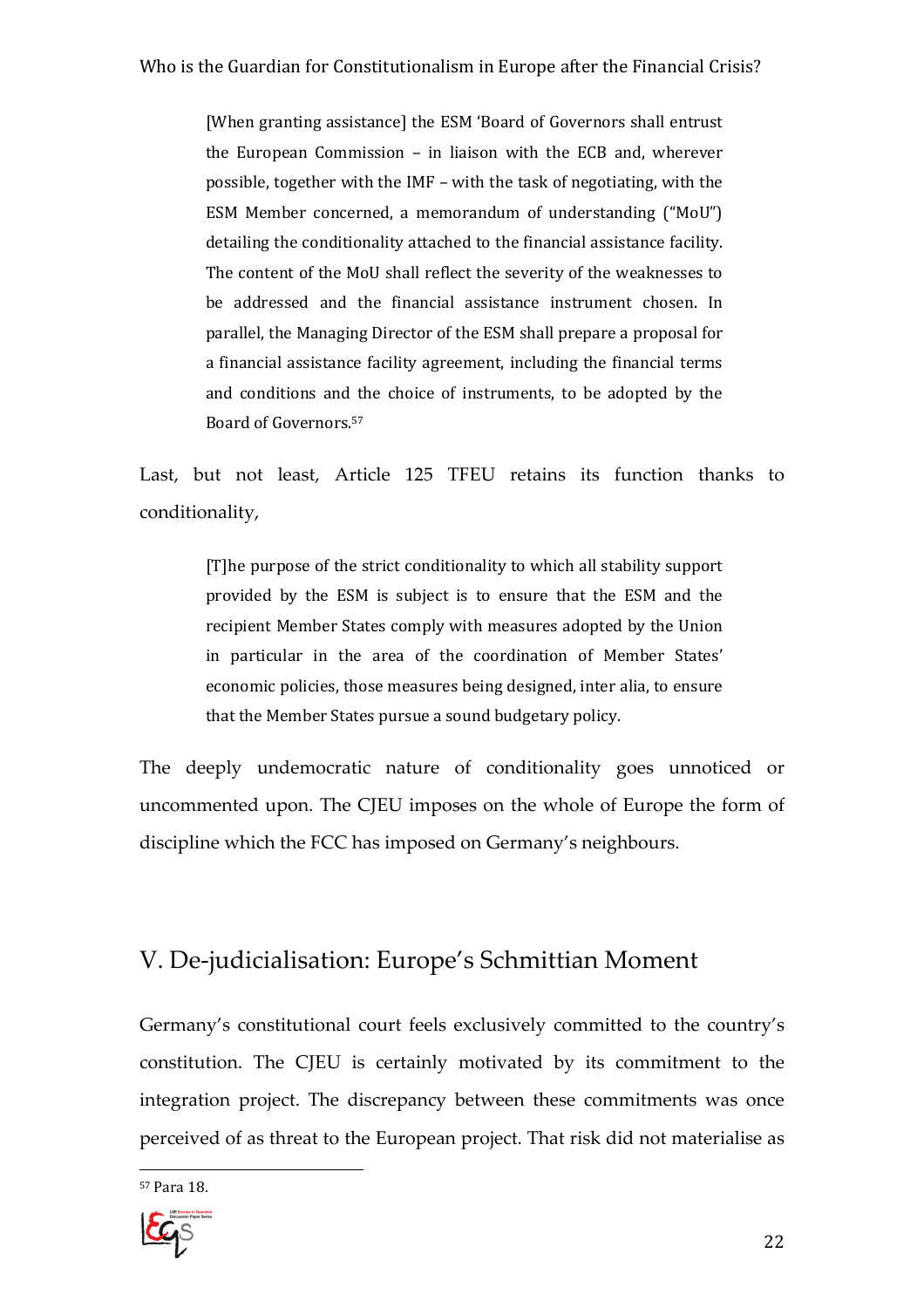> [When granting assistance] the ESM 'Board of Governors shall entrust the European Commission – in liaison with the ECB and, wherever possible, together with the IMF – with the task of negotiating, with the ESM Member concerned, a memorandum of understanding ("MoU") detailing the conditionality attached to the financial assistance facility. The content of the MoU shall reflect the severity of the weaknesses to be addressed and the financial assistance instrument chosen. In parallel, the Managing Director of the ESM shall prepare a proposal for a financial assistance facility agreement, including the financial terms and conditions and the choice of instruments, to be adopted by the Board of Governors.[57]

Last, but not least, Article 125 TFEU retains its function thanks to conditionality,

> [T]he purpose of the strict conditionality to which all stability support provided by the ESM is subject is to ensure that the ESM and the recipient Member States comply with measures adopted by the Union in particular in the area of the coordination of Member States' economic policies, those measures being designed, inter alia, to ensure that the Member States pursue a sound budgetary policy.

The deeply undemocratic nature of conditionality goes unnoticed or uncommented upon. The CJEU imposes on the whole of Europe the form of discipline which the FCC has imposed on Germany's neighbours.

## V. De-judicialisation: Europe's Schmittian Moment

Germany's constitutional court feels exclusively committed to the country's constitution. The CJEU is certainly motivated by its commitment to the integration project. The discrepancy between these commitments was once perceived of as threat to the European project. That risk did not materialise as

[57] Para 18.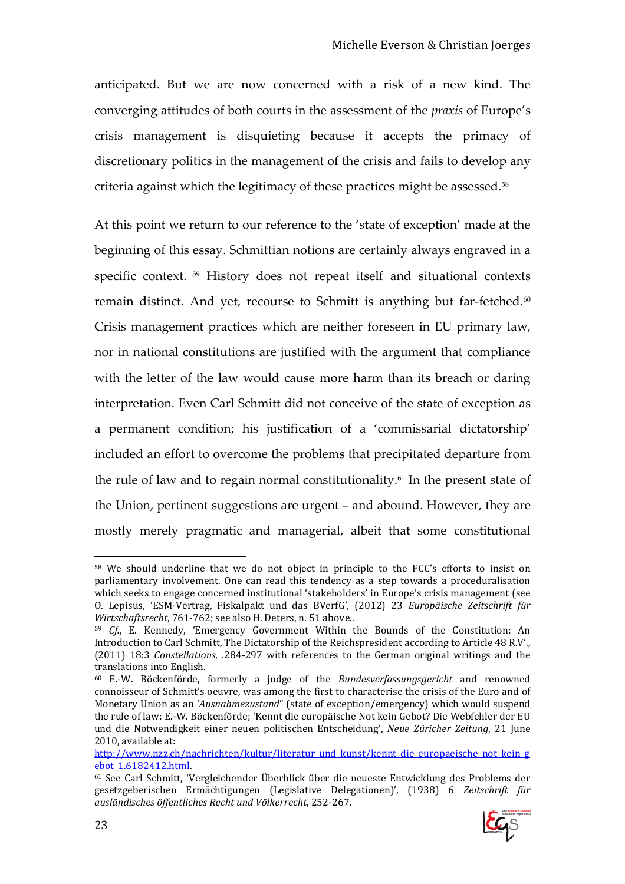anticipated. But we are now concerned with a risk of a new kind. The converging attitudes of both courts in the assessment of the *praxis* of Europe's crisis management is disquieting because it accepts the primacy of discretionary politics in the management of the crisis and fails to develop any criteria against which the legitimacy of these practices might be assessed.[58]

At this point we return to our reference to the 'state of exception' made at the beginning of this essay. Schmittian notions are certainly always engraved in a specific context. [59] History does not repeat itself and situational contexts remain distinct. And yet, recourse to Schmitt is anything but far-fetched.[60] Crisis management practices which are neither foreseen in EU primary law, nor in national constitutions are justified with the argument that compliance with the letter of the law would cause more harm than its breach or daring interpretation. Even Carl Schmitt did not conceive of the state of exception as a permanent condition; his justification of a 'commissarial dictatorship' included an effort to overcome the problems that precipitated departure from the rule of law and to regain normal constitutionality.[61] In the present state of the Union, pertinent suggestions are urgent – and abound. However, they are mostly merely pragmatic and managerial, albeit that some constitutional

---

[58] We should underline that we do not object in principle to the FCC's efforts to insist on parliamentary involvement. One can read this tendency as a step towards a proceduralisation which seeks to engage concerned institutional 'stakeholders' in Europe's crisis management (see O. Lepisus, 'ESM-Vertrag, Fiskalpakt und das BVerfG', (2012) 23 *Europäische Zeitschrift für Wirtschaftsrecht*, 761-762; see also H. Deters, n. 51 above..

[59] *Cf.*, E. Kennedy, 'Emergency Government Within the Bounds of the Constitution: An Introduction to Carl Schmitt, The Dictatorship of the Reichspresident according to Article 48 R.V'., (2011) 18:3 *Constellations*, .284-297 with references to the German original writings and the translations into English.

[60] E.-W. Böckenförde, formerly a judge of the *Bundesverfassungsgericht* and renowned connoisseur of Schmitt's oeuvre, was among the first to characterise the crisis of the Euro and of Monetary Union as an '*Ausnahmezustand*" (state of exception/emergency) which would suspend the rule of law: E.-W. Böckenförde; 'Kennt die europäische Not kein Gebot? Die Webfehler der EU und die Notwendigkeit einer neuen politischen Entscheidung', *Neue Züricher Zeitung*, 21 June 2010, available at: http://www.nzz.ch/nachrichten/kultur/literatur_und_kunst/kennt_die_europaeische_not_kein_gebot_1.6182412.html.

[61] See Carl Schmitt, 'Vergleichender Überblick über die neueste Entwicklung des Problems der gesetzgeberischen Ermächtigungen (Legislative Delegationen)', (1938) 6 *Zeitschrift für ausländisches öffentliches Recht und Völkerrecht*, 252-267.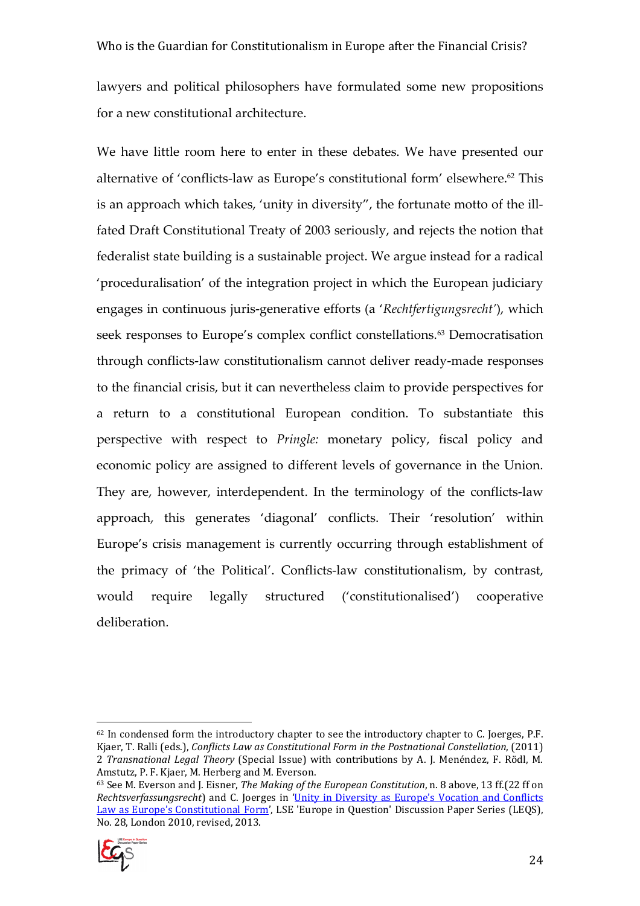lawyers and political philosophers have formulated some new propositions for a new constitutional architecture.

We have little room here to enter in these debates. We have presented our alternative of 'conflicts-law as Europe's constitutional form' elsewhere.[62] This is an approach which takes, 'unity in diversity", the fortunate motto of the ill-fated Draft Constitutional Treaty of 2003 seriously, and rejects the notion that federalist state building is a sustainable project. We argue instead for a radical 'proceduralisation' of the integration project in which the European judiciary engages in continuous juris-generative efforts (a '*Rechtfertigungsrecht*'), which seek responses to Europe's complex conflict constellations.[63] Democratisation through conflicts-law constitutionalism cannot deliver ready-made responses to the financial crisis, but it can nevertheless claim to provide perspectives for a return to a constitutional European condition. To substantiate this perspective with respect to *Pringle:* monetary policy, fiscal policy and economic policy are assigned to different levels of governance in the Union. They are, however, interdependent. In the terminology of the conflicts-law approach, this generates 'diagonal' conflicts. Their 'resolution' within Europe's crisis management is currently occurring through establishment of the primacy of 'the Political'. Conflicts-law constitutionalism, by contrast, would require legally structured ('constitutionalised') cooperative deliberation.

---

[62] In condensed form the introductory chapter to see the introductory chapter to C. Joerges, P.F. Kjaer, T. Ralli (eds.), *Conflicts Law as Constitutional Form in the Postnational Constellation*, (2011) 2 *Transnational Legal Theory* (Special Issue) with contributions by A. J. Menéndez, F. Rödl, M. Amstutz, P. F. Kjaer, M. Herberg and M. Everson.

[63] See M. Everson and J. Eisner, *The Making of the European Constitution*, n. 8 above, 13 ff.(22 ff on *Rechtsverfassungsrecht*) and C. Joerges in 'Unity in Diversity as Europe's Vocation and Conflicts Law as Europe's Constitutional Form', LSE 'Europe in Question' Discussion Paper Series (LEQS), No. 28, London 2010, revised, 2013.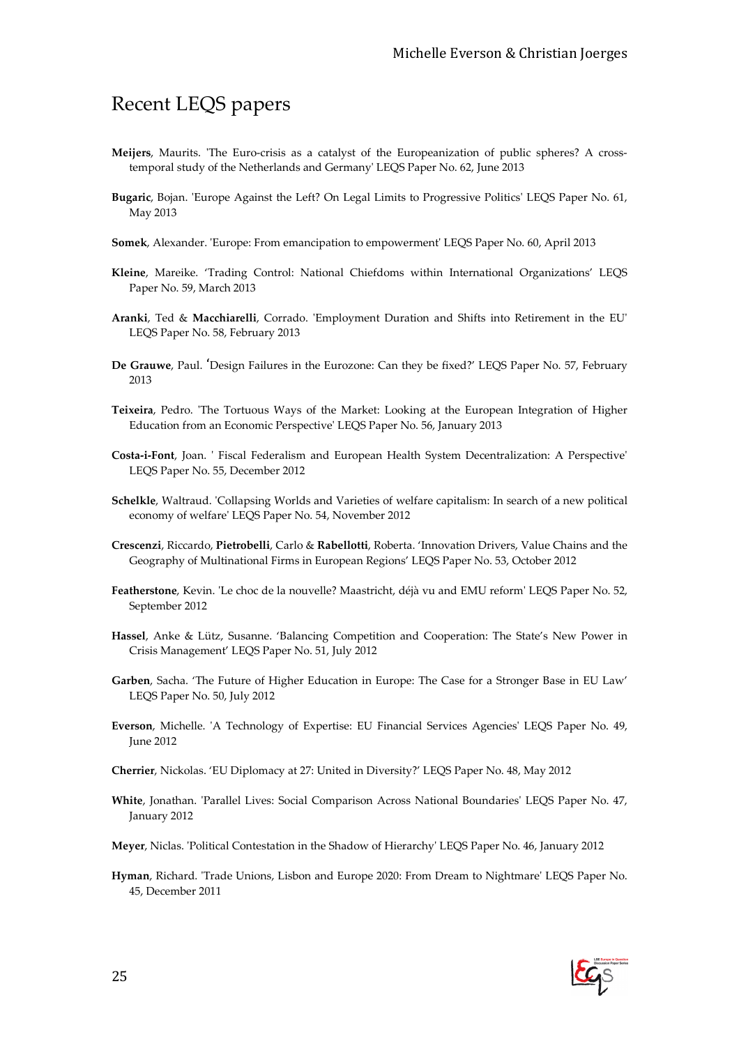# Recent LEQS papers

**Meijers**, Maurits. 'The Euro-crisis as a catalyst of the Europeanization of public spheres? A cross-temporal study of the Netherlands and Germany' LEQS Paper No. 62, June 2013

**Bugaric**, Bojan. 'Europe Against the Left? On Legal Limits to Progressive Politics' LEQS Paper No. 61, May 2013

**Somek**, Alexander. 'Europe: From emancipation to empowerment' LEQS Paper No. 60, April 2013

**Kleine**, Mareike. 'Trading Control: National Chiefdoms within International Organizations' LEQS Paper No. 59, March 2013

**Aranki**, Ted & **Macchiarelli**, Corrado. 'Employment Duration and Shifts into Retirement in the EU' LEQS Paper No. 58, February 2013

**De Grauwe**, Paul. 'Design Failures in the Eurozone: Can they be fixed?' LEQS Paper No. 57, February 2013

**Teixeira**, Pedro. 'The Tortuous Ways of the Market: Looking at the European Integration of Higher Education from an Economic Perspective' LEQS Paper No. 56, January 2013

**Costa-i-Font**, Joan. ' Fiscal Federalism and European Health System Decentralization: A Perspective' LEQS Paper No. 55, December 2012

**Schelkle**, Waltraud. 'Collapsing Worlds and Varieties of welfare capitalism: In search of a new political economy of welfare' LEQS Paper No. 54, November 2012

**Crescenzi**, Riccardo, **Pietrobelli**, Carlo & **Rabellotti**, Roberta. 'Innovation Drivers, Value Chains and the Geography of Multinational Firms in European Regions' LEQS Paper No. 53, October 2012

**Featherstone**, Kevin. 'Le choc de la nouvelle? Maastricht, déjà vu and EMU reform' LEQS Paper No. 52, September 2012

**Hassel**, Anke & Lütz, Susanne. 'Balancing Competition and Cooperation: The State's New Power in Crisis Management' LEQS Paper No. 51, July 2012

**Garben**, Sacha. 'The Future of Higher Education in Europe: The Case for a Stronger Base in EU Law' LEQS Paper No. 50, July 2012

**Everson**, Michelle. 'A Technology of Expertise: EU Financial Services Agencies' LEQS Paper No. 49, June 2012

**Cherrier**, Nickolas. 'EU Diplomacy at 27: United in Diversity?' LEQS Paper No. 48, May 2012

**White**, Jonathan. 'Parallel Lives: Social Comparison Across National Boundaries' LEQS Paper No. 47, January 2012

**Meyer**, Niclas. 'Political Contestation in the Shadow of Hierarchy' LEQS Paper No. 46, January 2012

**Hyman**, Richard. 'Trade Unions, Lisbon and Europe 2020: From Dream to Nightmare' LEQS Paper No. 45, December 2011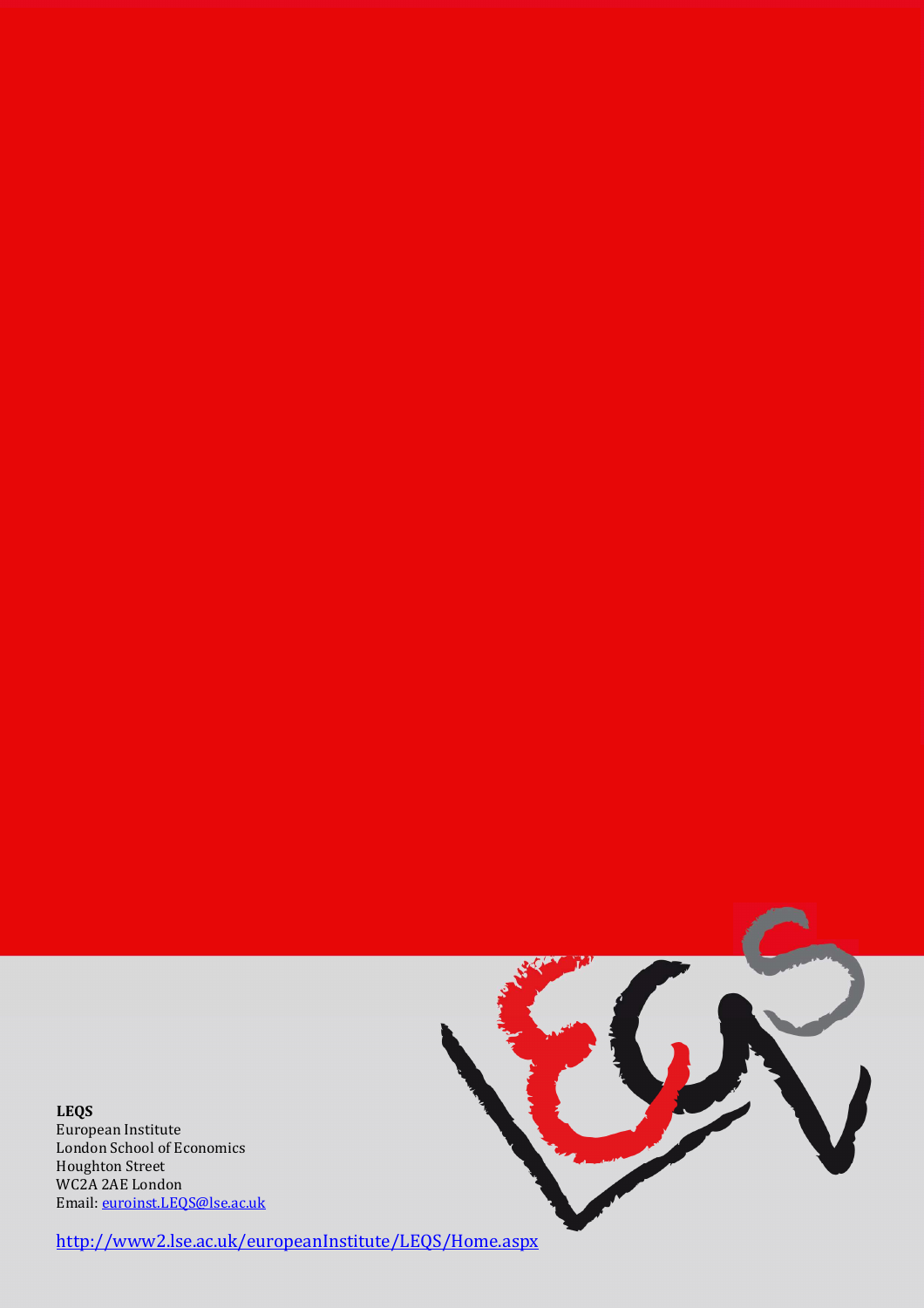**LEQS**
European Institute
London School of Economics
Houghton Street
WC2A 2AE London
Email: euroinst.LEQS@lse.ac.uk

http://www2.lse.ac.uk/europeanInstitute/LEQS/Home.aspx